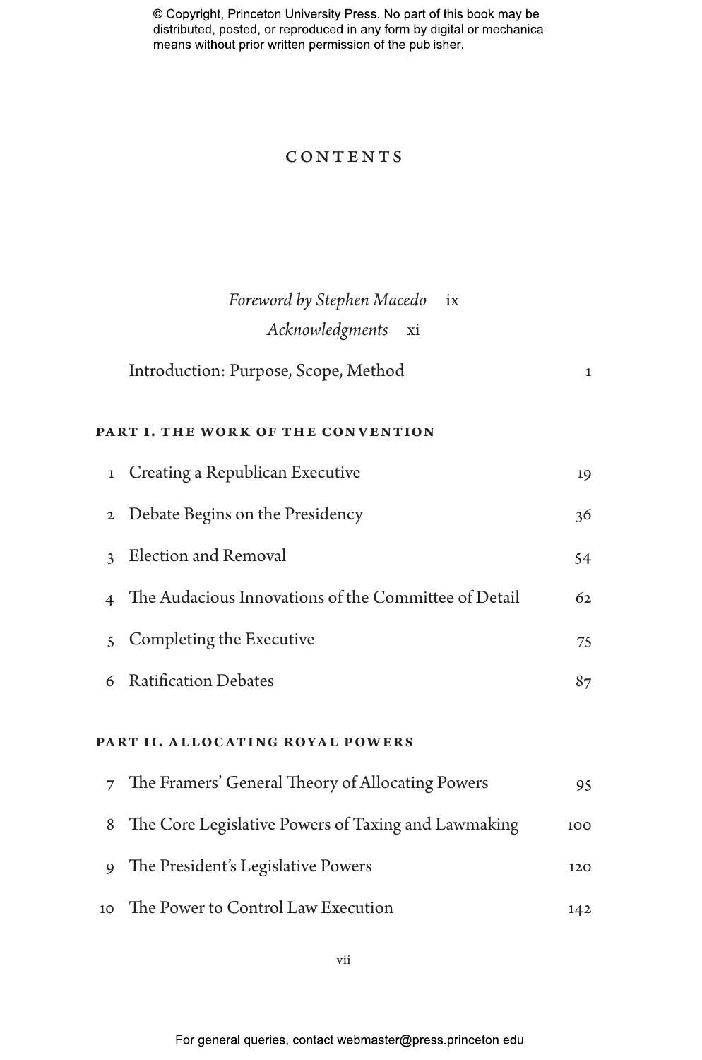# CONTENTS

*Foreword by Stephen Macedo* ix

*Acknowledgments* xi

Introduction: Purpose, Scope, Method 1

## PART I. THE WORK OF THE CONVENTION

1 Creating a Republican Executive 19

2 Debate Begins on the Presidency 36

3 Election and Removal 54

4 The Audacious Innovations of the Committee of Detail 62

5 Completing the Executive 75

6 Ratification Debates 87

## PART II. ALLOCATING ROYAL POWERS

7 The Framers' General Theory of Allocating Powers 95

8 The Core Legislative Powers of Taxing and Lawmaking 100

9 The President's Legislative Powers 120

10 The Power to Control Law Execution 142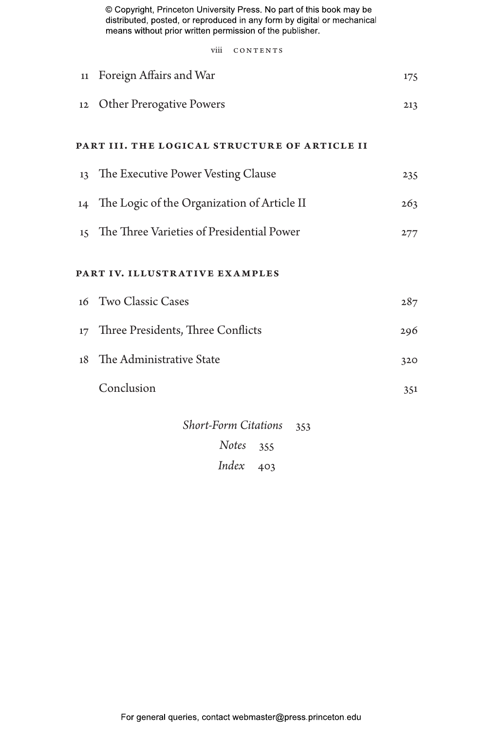| | | |
|---|---|---|
| 11 | Foreign Affairs and War | 175 |
| 12 | Other Prerogative Powers | 213 |

**PART III. THE LOGICAL STRUCTURE OF ARTICLE II**

| | | |
|---|---|---|
| 13 | The Executive Power Vesting Clause | 235 |
| 14 | The Logic of the Organization of Article II | 263 |
| 15 | The Three Varieties of Presidential Power | 277 |

**PART IV. ILLUSTRATIVE EXAMPLES**

| | | |
|---|---|---|
| 16 | Two Classic Cases | 287 |
| 17 | Three Presidents, Three Conflicts | 296 |
| 18 | The Administrative State | 320 |
| | Conclusion | 351 |

*Short-Form Citations* 353

*Notes* 355

*Index* 403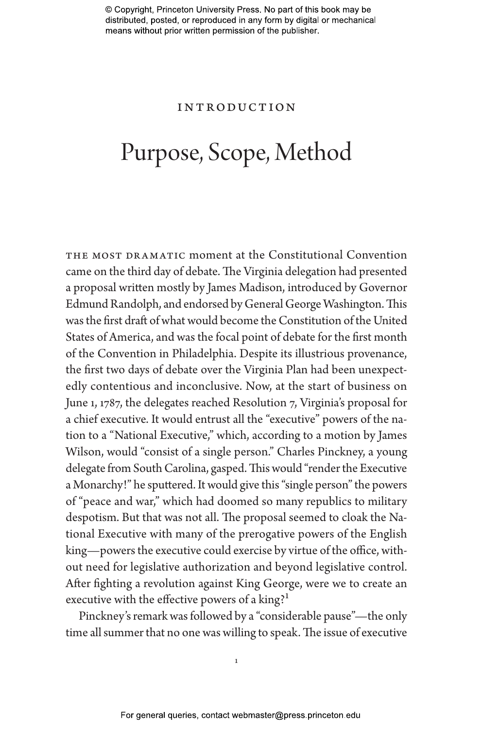# INTRODUCTION

## Purpose, Scope, Method

THE MOST DRAMATIC moment at the Constitutional Convention came on the third day of debate. The Virginia delegation had presented a proposal written mostly by James Madison, introduced by Governor Edmund Randolph, and endorsed by General George Washington. This was the first draft of what would become the Constitution of the United States of America, and was the focal point of debate for the first month of the Convention in Philadelphia. Despite its illustrious provenance, the first two days of debate over the Virginia Plan had been unexpectedly contentious and inconclusive. Now, at the start of business on June 1, 1787, the delegates reached Resolution 7, Virginia's proposal for a chief executive. It would entrust all the "executive" powers of the nation to a "National Executive," which, according to a motion by James Wilson, would "consist of a single person." Charles Pinckney, a young delegate from South Carolina, gasped. This would "render the Executive a Monarchy!" he sputtered. It would give this "single person" the powers of "peace and war," which had doomed so many republics to military despotism. But that was not all. The proposal seemed to cloak the National Executive with many of the prerogative powers of the English king—powers the executive could exercise by virtue of the office, without need for legislative authorization and beyond legislative control. After fighting a revolution against King George, were we to create an executive with the effective powers of a king?[1]

Pinckney's remark was followed by a "considerable pause"—the only time all summer that no one was willing to speak. The issue of executive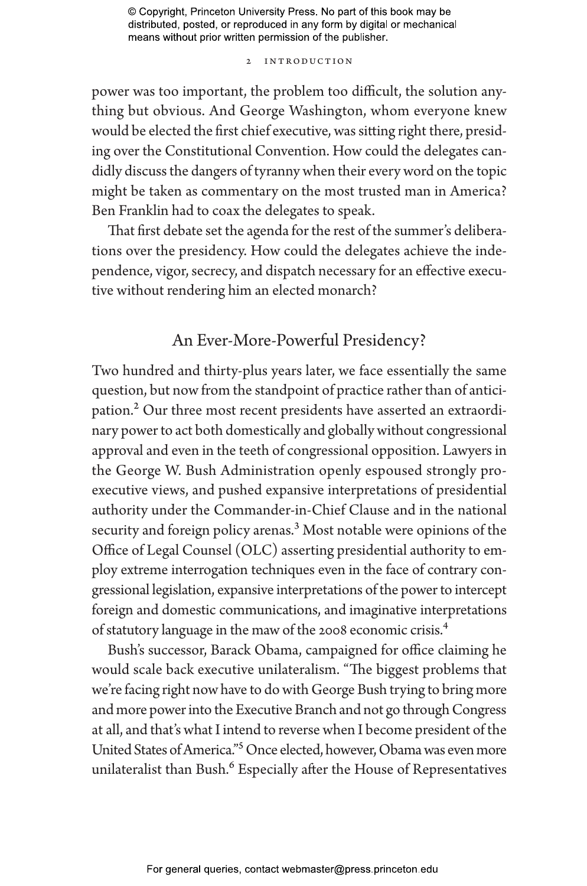power was too important, the problem too difficult, the solution anything but obvious. And George Washington, whom everyone knew would be elected the first chief executive, was sitting right there, presiding over the Constitutional Convention. How could the delegates candidly discuss the dangers of tyranny when their every word on the topic might be taken as commentary on the most trusted man in America? Ben Franklin had to coax the delegates to speak.

That first debate set the agenda for the rest of the summer's deliberations over the presidency. How could the delegates achieve the independence, vigor, secrecy, and dispatch necessary for an effective executive without rendering him an elected monarch?

## An Ever-More-Powerful Presidency?

Two hundred and thirty-plus years later, we face essentially the same question, but now from the standpoint of practice rather than of anticipation.[2] Our three most recent presidents have asserted an extraordinary power to act both domestically and globally without congressional approval and even in the teeth of congressional opposition. Lawyers in the George W. Bush Administration openly espoused strongly pro-executive views, and pushed expansive interpretations of presidential authority under the Commander-in-Chief Clause and in the national security and foreign policy arenas.[3] Most notable were opinions of the Office of Legal Counsel (OLC) asserting presidential authority to employ extreme interrogation techniques even in the face of contrary congressional legislation, expansive interpretations of the power to intercept foreign and domestic communications, and imaginative interpretations of statutory language in the maw of the 2008 economic crisis.[4]

Bush's successor, Barack Obama, campaigned for office claiming he would scale back executive unilateralism. "The biggest problems that we're facing right now have to do with George Bush trying to bring more and more power into the Executive Branch and not go through Congress at all, and that's what I intend to reverse when I become president of the United States of America."[5] Once elected, however, Obama was even more unilateralist than Bush.[6] Especially after the House of Representatives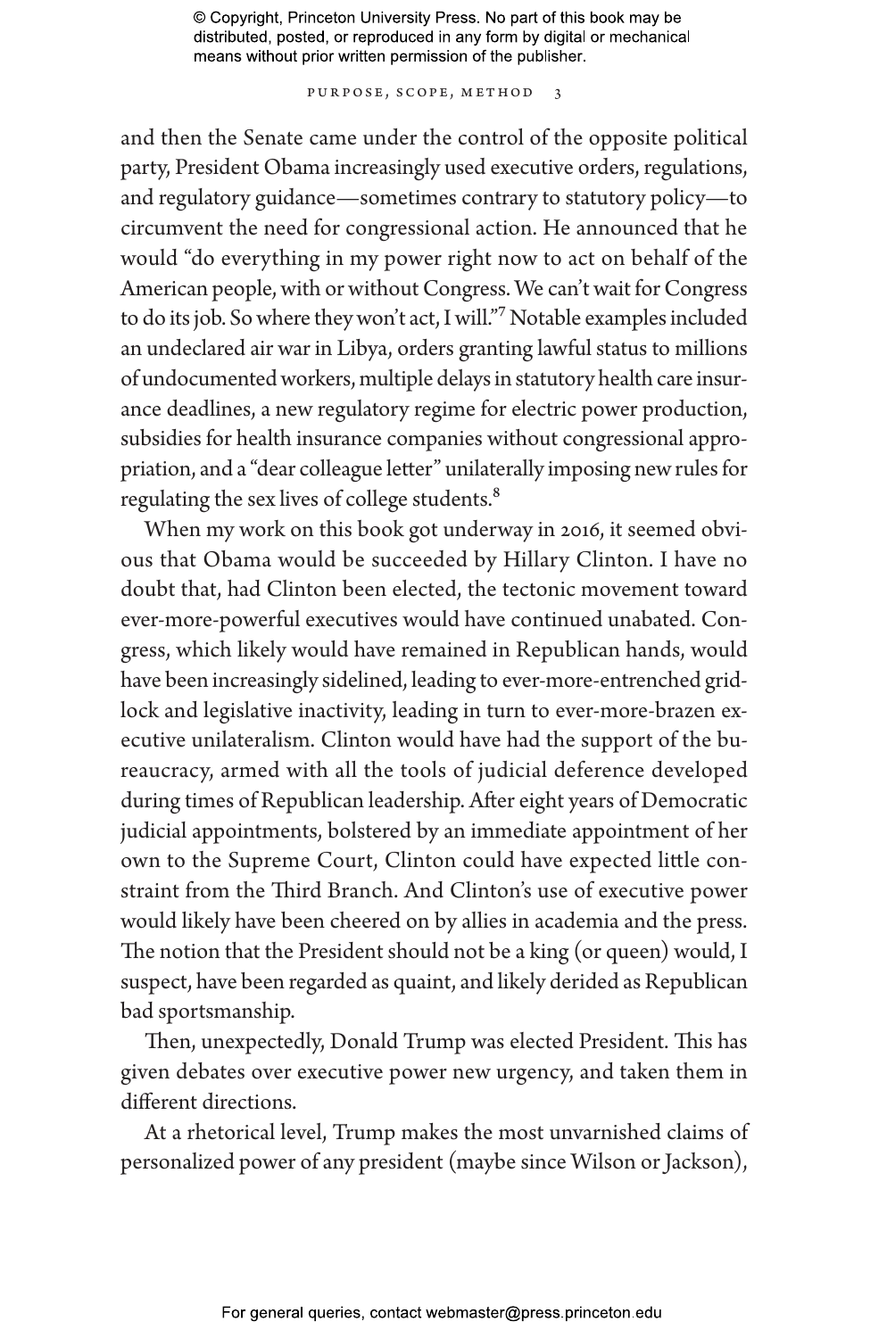and then the Senate came under the control of the opposite political party, President Obama increasingly used executive orders, regulations, and regulatory guidance—sometimes contrary to statutory policy—to circumvent the need for congressional action. He announced that he would "do everything in my power right now to act on behalf of the American people, with or without Congress. We can't wait for Congress to do its job. So where they won't act, I will."[7] Notable examples included an undeclared air war in Libya, orders granting lawful status to millions of undocumented workers, multiple delays in statutory health care insurance deadlines, a new regulatory regime for electric power production, subsidies for health insurance companies without congressional appropriation, and a "dear colleague letter" unilaterally imposing new rules for regulating the sex lives of college students.[8]

When my work on this book got underway in 2016, it seemed obvious that Obama would be succeeded by Hillary Clinton. I have no doubt that, had Clinton been elected, the tectonic movement toward ever-more-powerful executives would have continued unabated. Congress, which likely would have remained in Republican hands, would have been increasingly sidelined, leading to ever-more-entrenched gridlock and legislative inactivity, leading in turn to ever-more-brazen executive unilateralism. Clinton would have had the support of the bureaucracy, armed with all the tools of judicial deference developed during times of Republican leadership. After eight years of Democratic judicial appointments, bolstered by an immediate appointment of her own to the Supreme Court, Clinton could have expected little constraint from the Third Branch. And Clinton's use of executive power would likely have been cheered on by allies in academia and the press. The notion that the President should not be a king (or queen) would, I suspect, have been regarded as quaint, and likely derided as Republican bad sportsmanship.

Then, unexpectedly, Donald Trump was elected President. This has given debates over executive power new urgency, and taken them in different directions.

At a rhetorical level, Trump makes the most unvarnished claims of personalized power of any president (maybe since Wilson or Jackson),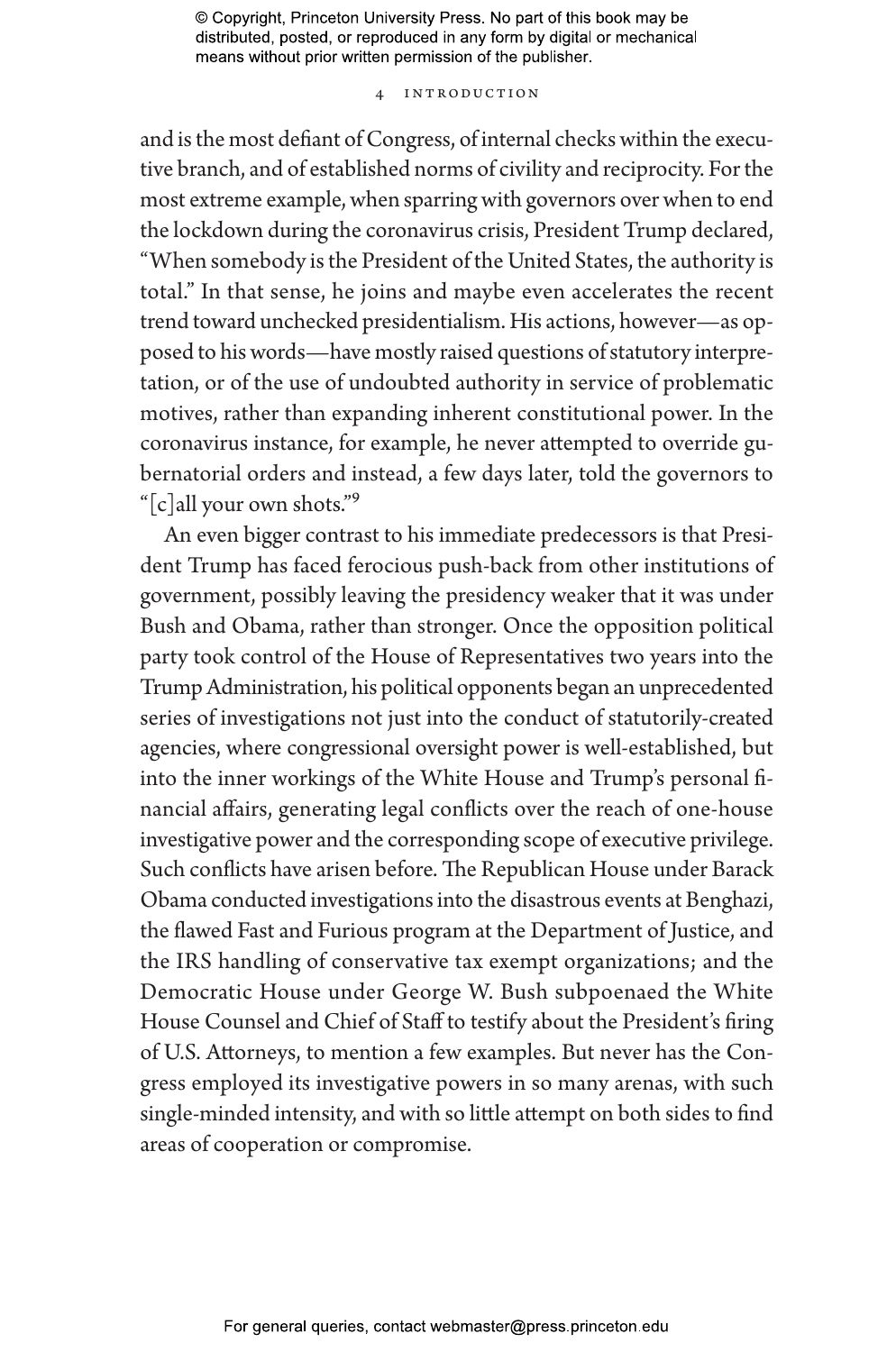and is the most defiant of Congress, of internal checks within the executive branch, and of established norms of civility and reciprocity. For the most extreme example, when sparring with governors over when to end the lockdown during the coronavirus crisis, President Trump declared, "When somebody is the President of the United States, the authority is total." In that sense, he joins and maybe even accelerates the recent trend toward unchecked presidentialism. His actions, however—as opposed to his words—have mostly raised questions of statutory interpretation, or of the use of undoubted authority in service of problematic motives, rather than expanding inherent constitutional power. In the coronavirus instance, for example, he never attempted to override gubernatorial orders and instead, a few days later, told the governors to "[c]all your own shots."[9]

An even bigger contrast to his immediate predecessors is that President Trump has faced ferocious push-back from other institutions of government, possibly leaving the presidency weaker that it was under Bush and Obama, rather than stronger. Once the opposition political party took control of the House of Representatives two years into the Trump Administration, his political opponents began an unprecedented series of investigations not just into the conduct of statutorily-created agencies, where congressional oversight power is well-established, but into the inner workings of the White House and Trump's personal financial affairs, generating legal conflicts over the reach of one-house investigative power and the corresponding scope of executive privilege. Such conflicts have arisen before. The Republican House under Barack Obama conducted investigations into the disastrous events at Benghazi, the flawed Fast and Furious program at the Department of Justice, and the IRS handling of conservative tax exempt organizations; and the Democratic House under George W. Bush subpoenaed the White House Counsel and Chief of Staff to testify about the President's firing of U.S. Attorneys, to mention a few examples. But never has the Congress employed its investigative powers in so many arenas, with such single-minded intensity, and with so little attempt on both sides to find areas of cooperation or compromise.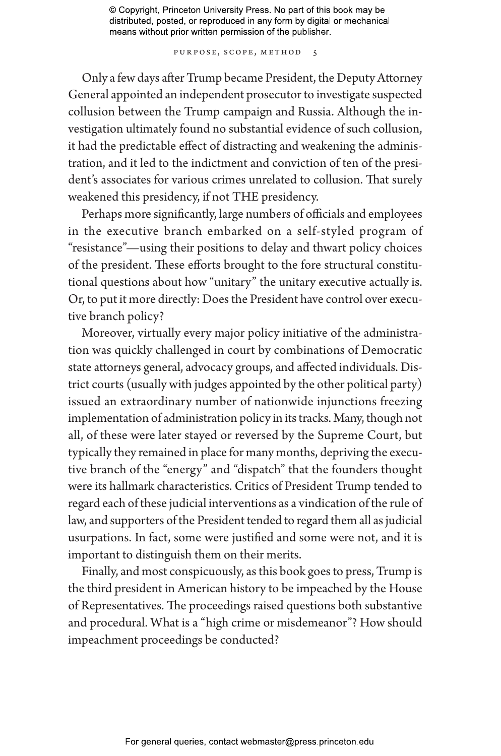Only a few days after Trump became President, the Deputy Attorney General appointed an independent prosecutor to investigate suspected collusion between the Trump campaign and Russia. Although the investigation ultimately found no substantial evidence of such collusion, it had the predictable effect of distracting and weakening the administration, and it led to the indictment and conviction of ten of the president's associates for various crimes unrelated to collusion. That surely weakened this presidency, if not THE presidency.

Perhaps more significantly, large numbers of officials and employees in the executive branch embarked on a self-styled program of "resistance"—using their positions to delay and thwart policy choices of the president. These efforts brought to the fore structural constitutional questions about how "unitary" the unitary executive actually is. Or, to put it more directly: Does the President have control over executive branch policy?

Moreover, virtually every major policy initiative of the administration was quickly challenged in court by combinations of Democratic state attorneys general, advocacy groups, and affected individuals. District courts (usually with judges appointed by the other political party) issued an extraordinary number of nationwide injunctions freezing implementation of administration policy in its tracks. Many, though not all, of these were later stayed or reversed by the Supreme Court, but typically they remained in place for many months, depriving the executive branch of the "energy" and "dispatch" that the founders thought were its hallmark characteristics. Critics of President Trump tended to regard each of these judicial interventions as a vindication of the rule of law, and supporters of the President tended to regard them all as judicial usurpations. In fact, some were justified and some were not, and it is important to distinguish them on their merits.

Finally, and most conspicuously, as this book goes to press, Trump is the third president in American history to be impeached by the House of Representatives. The proceedings raised questions both substantive and procedural. What is a "high crime or misdemeanor"? How should impeachment proceedings be conducted?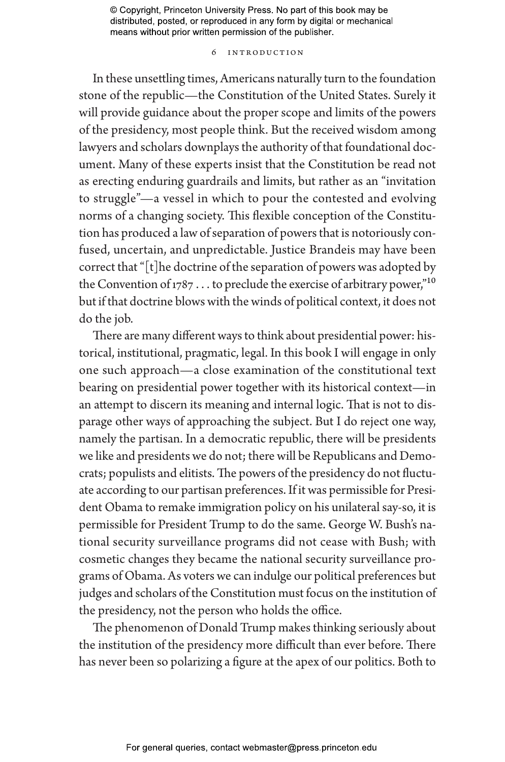In these unsettling times, Americans naturally turn to the foundation stone of the republic—the Constitution of the United States. Surely it will provide guidance about the proper scope and limits of the powers of the presidency, most people think. But the received wisdom among lawyers and scholars downplays the authority of that foundational document. Many of these experts insist that the Constitution be read not as erecting enduring guardrails and limits, but rather as an "invitation to struggle"—a vessel in which to pour the contested and evolving norms of a changing society. This flexible conception of the Constitution has produced a law of separation of powers that is notoriously confused, uncertain, and unpredictable. Justice Brandeis may have been correct that "[t]he doctrine of the separation of powers was adopted by the Convention of 1787 . . . to preclude the exercise of arbitrary power,"[10] but if that doctrine blows with the winds of political context, it does not do the job.

There are many different ways to think about presidential power: historical, institutional, pragmatic, legal. In this book I will engage in only one such approach—a close examination of the constitutional text bearing on presidential power together with its historical context—in an attempt to discern its meaning and internal logic. That is not to disparage other ways of approaching the subject. But I do reject one way, namely the partisan. In a democratic republic, there will be presidents we like and presidents we do not; there will be Republicans and Democrats; populists and elitists. The powers of the presidency do not fluctuate according to our partisan preferences. If it was permissible for President Obama to remake immigration policy on his unilateral say-so, it is permissible for President Trump to do the same. George W. Bush's national security surveillance programs did not cease with Bush; with cosmetic changes they became the national security surveillance programs of Obama. As voters we can indulge our political preferences but judges and scholars of the Constitution must focus on the institution of the presidency, not the person who holds the office.

The phenomenon of Donald Trump makes thinking seriously about the institution of the presidency more difficult than ever before. There has never been so polarizing a figure at the apex of our politics. Both to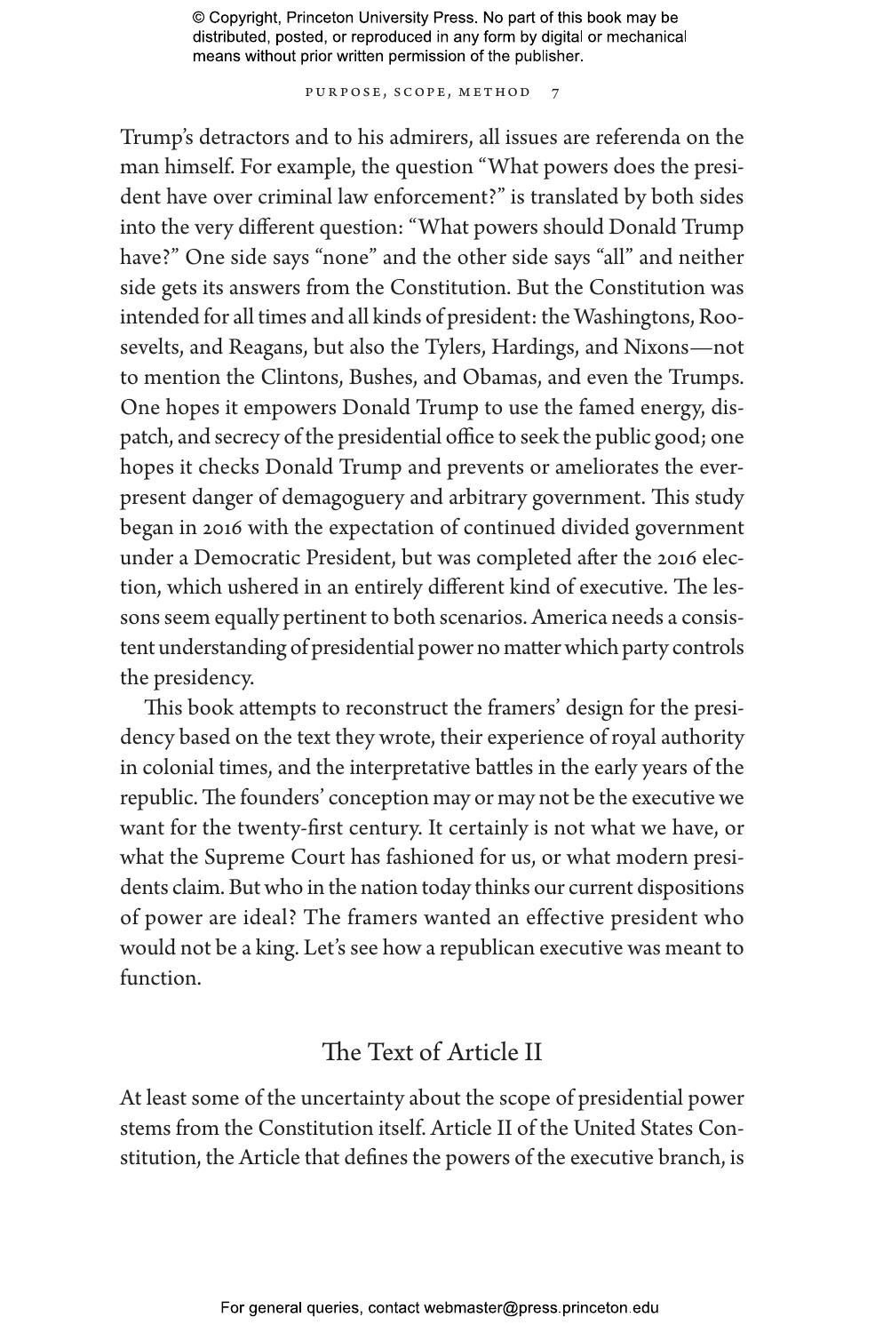Trump's detractors and to his admirers, all issues are referenda on the man himself. For example, the question "What powers does the president have over criminal law enforcement?" is translated by both sides into the very different question: "What powers should Donald Trump have?" One side says "none" and the other side says "all" and neither side gets its answers from the Constitution. But the Constitution was intended for all times and all kinds of president: the Washingtons, Roosevelts, and Reagans, but also the Tylers, Hardings, and Nixons—not to mention the Clintons, Bushes, and Obamas, and even the Trumps. One hopes it empowers Donald Trump to use the famed energy, dispatch, and secrecy of the presidential office to seek the public good; one hopes it checks Donald Trump and prevents or ameliorates the ever-present danger of demagoguery and arbitrary government. This study began in 2016 with the expectation of continued divided government under a Democratic President, but was completed after the 2016 election, which ushered in an entirely different kind of executive. The lessons seem equally pertinent to both scenarios. America needs a consistent understanding of presidential power no matter which party controls the presidency.

This book attempts to reconstruct the framers' design for the presidency based on the text they wrote, their experience of royal authority in colonial times, and the interpretative battles in the early years of the republic. The founders' conception may or may not be the executive we want for the twenty-first century. It certainly is not what we have, or what the Supreme Court has fashioned for us, or what modern presidents claim. But who in the nation today thinks our current dispositions of power are ideal? The framers wanted an effective president who would not be a king. Let's see how a republican executive was meant to function.

## The Text of Article II

At least some of the uncertainty about the scope of presidential power stems from the Constitution itself. Article II of the United States Constitution, the Article that defines the powers of the executive branch, is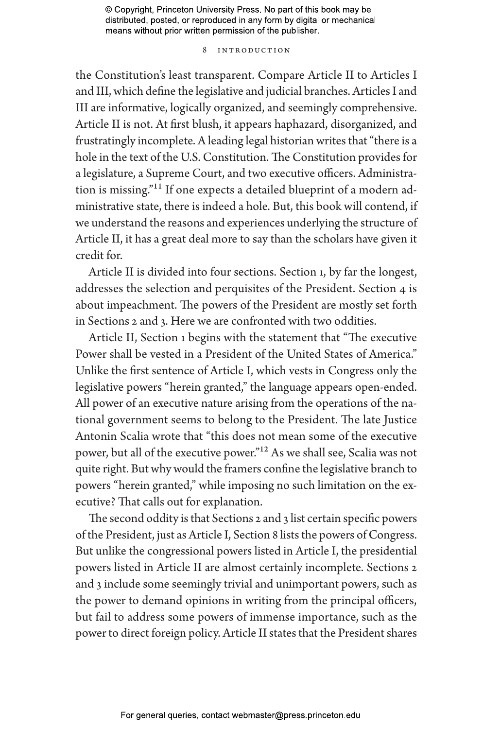the Constitution's least transparent. Compare Article II to Articles I and III, which define the legislative and judicial branches. Articles I and III are informative, logically organized, and seemingly comprehensive. Article II is not. At first blush, it appears haphazard, disorganized, and frustratingly incomplete. A leading legal historian writes that "there is a hole in the text of the U.S. Constitution. The Constitution provides for a legislature, a Supreme Court, and two executive officers. Administration is missing."[11] If one expects a detailed blueprint of a modern administrative state, there is indeed a hole. But, this book will contend, if we understand the reasons and experiences underlying the structure of Article II, it has a great deal more to say than the scholars have given it credit for.

Article II is divided into four sections. Section 1, by far the longest, addresses the selection and perquisites of the President. Section 4 is about impeachment. The powers of the President are mostly set forth in Sections 2 and 3. Here we are confronted with two oddities.

Article II, Section 1 begins with the statement that "The executive Power shall be vested in a President of the United States of America." Unlike the first sentence of Article I, which vests in Congress only the legislative powers "herein granted," the language appears open-ended. All power of an executive nature arising from the operations of the national government seems to belong to the President. The late Justice Antonin Scalia wrote that "this does not mean some of the executive power, but all of the executive power."[12] As we shall see, Scalia was not quite right. But why would the framers confine the legislative branch to powers "herein granted," while imposing no such limitation on the executive? That calls out for explanation.

The second oddity is that Sections 2 and 3 list certain specific powers of the President, just as Article I, Section 8 lists the powers of Congress. But unlike the congressional powers listed in Article I, the presidential powers listed in Article II are almost certainly incomplete. Sections 2 and 3 include some seemingly trivial and unimportant powers, such as the power to demand opinions in writing from the principal officers, but fail to address some powers of immense importance, such as the power to direct foreign policy. Article II states that the President shares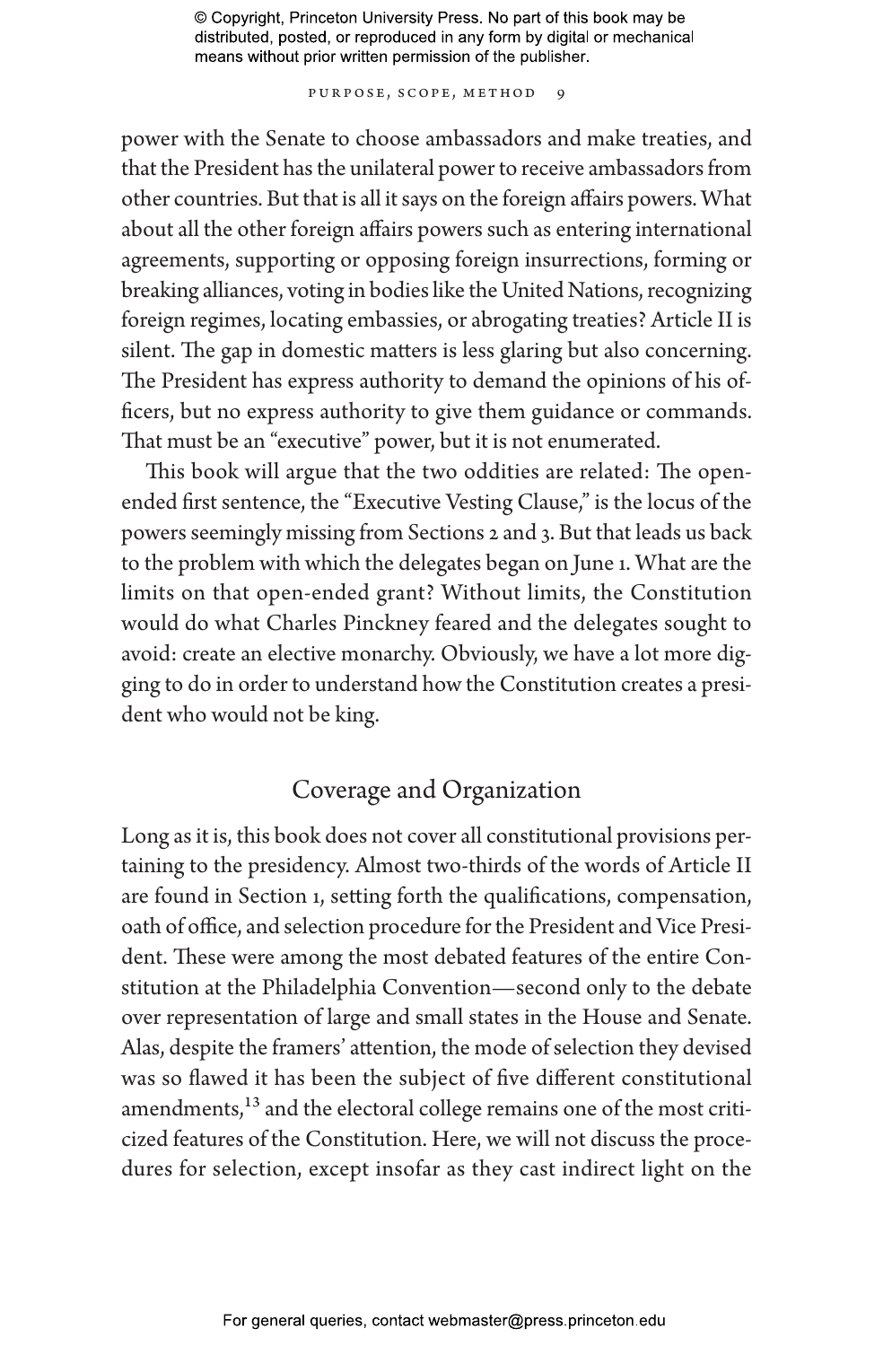power with the Senate to choose ambassadors and make treaties, and that the President has the unilateral power to receive ambassadors from other countries. But that is all it says on the foreign affairs powers. What about all the other foreign affairs powers such as entering international agreements, supporting or opposing foreign insurrections, forming or breaking alliances, voting in bodies like the United Nations, recognizing foreign regimes, locating embassies, or abrogating treaties? Article II is silent. The gap in domestic matters is less glaring but also concerning. The President has express authority to demand the opinions of his officers, but no express authority to give them guidance or commands. That must be an "executive" power, but it is not enumerated.

This book will argue that the two oddities are related: The open-ended first sentence, the "Executive Vesting Clause," is the locus of the powers seemingly missing from Sections 2 and 3. But that leads us back to the problem with which the delegates began on June 1. What are the limits on that open-ended grant? Without limits, the Constitution would do what Charles Pinckney feared and the delegates sought to avoid: create an elective monarchy. Obviously, we have a lot more digging to do in order to understand how the Constitution creates a president who would not be king.

## Coverage and Organization

Long as it is, this book does not cover all constitutional provisions pertaining to the presidency. Almost two-thirds of the words of Article II are found in Section 1, setting forth the qualifications, compensation, oath of office, and selection procedure for the President and Vice President. These were among the most debated features of the entire Constitution at the Philadelphia Convention—second only to the debate over representation of large and small states in the House and Senate. Alas, despite the framers' attention, the mode of selection they devised was so flawed it has been the subject of five different constitutional amendments,[13] and the electoral college remains one of the most criticized features of the Constitution. Here, we will not discuss the procedures for selection, except insofar as they cast indirect light on the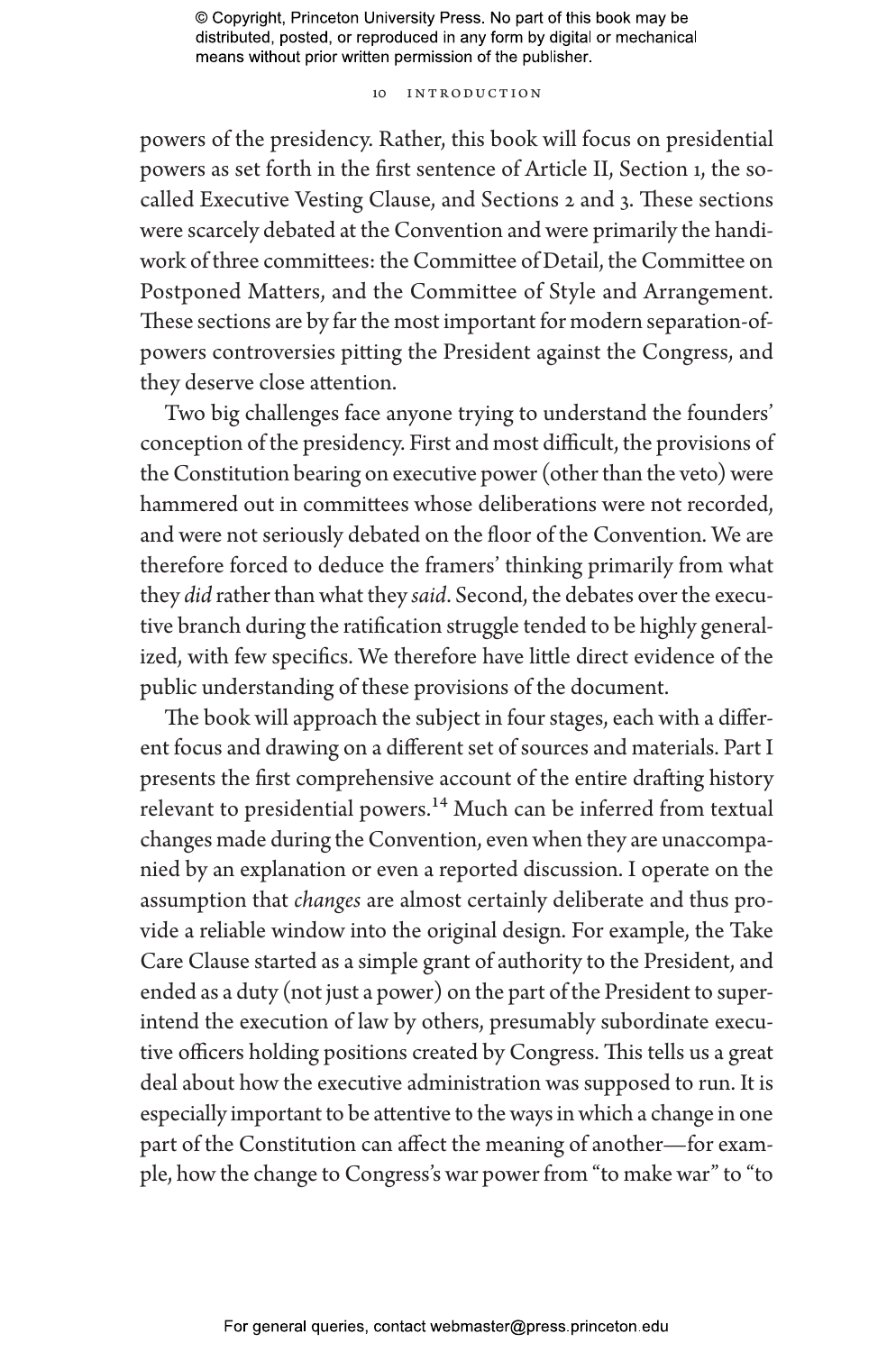powers of the presidency. Rather, this book will focus on presidential powers as set forth in the first sentence of Article II, Section 1, the so-called Executive Vesting Clause, and Sections 2 and 3. These sections were scarcely debated at the Convention and were primarily the handiwork of three committees: the Committee of Detail, the Committee on Postponed Matters, and the Committee of Style and Arrangement. These sections are by far the most important for modern separation-of-powers controversies pitting the President against the Congress, and they deserve close attention.

Two big challenges face anyone trying to understand the founders' conception of the presidency. First and most difficult, the provisions of the Constitution bearing on executive power (other than the veto) were hammered out in committees whose deliberations were not recorded, and were not seriously debated on the floor of the Convention. We are therefore forced to deduce the framers' thinking primarily from what they *did* rather than what they *said*. Second, the debates over the executive branch during the ratification struggle tended to be highly generalized, with few specifics. We therefore have little direct evidence of the public understanding of these provisions of the document.

The book will approach the subject in four stages, each with a different focus and drawing on a different set of sources and materials. Part I presents the first comprehensive account of the entire drafting history relevant to presidential powers.[14] Much can be inferred from textual changes made during the Convention, even when they are unaccompanied by an explanation or even a reported discussion. I operate on the assumption that *changes* are almost certainly deliberate and thus provide a reliable window into the original design. For example, the Take Care Clause started as a simple grant of authority to the President, and ended as a duty (not just a power) on the part of the President to superintend the execution of law by others, presumably subordinate executive officers holding positions created by Congress. This tells us a great deal about how the executive administration was supposed to run. It is especially important to be attentive to the ways in which a change in one part of the Constitution can affect the meaning of another—for example, how the change to Congress's war power from "to make war" to "to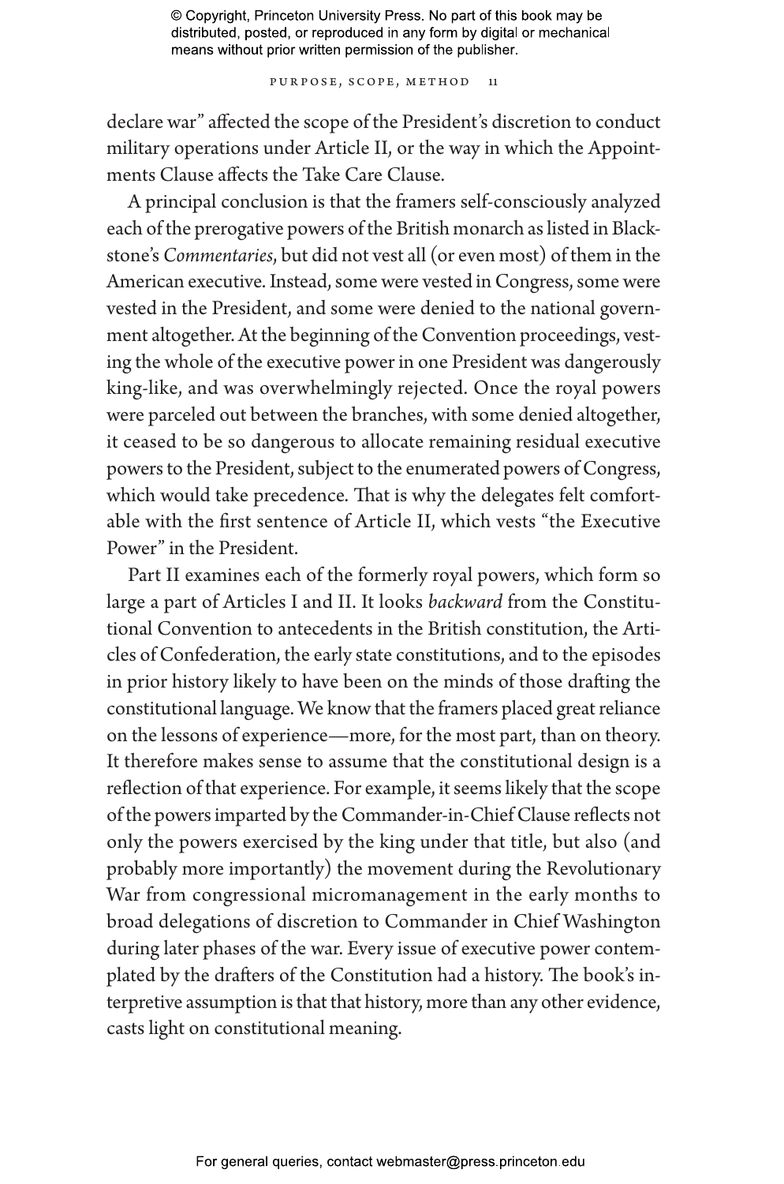declare war" affected the scope of the President's discretion to conduct military operations under Article II, or the way in which the Appointments Clause affects the Take Care Clause.

A principal conclusion is that the framers self-consciously analyzed each of the prerogative powers of the British monarch as listed in Blackstone's *Commentaries*, but did not vest all (or even most) of them in the American executive. Instead, some were vested in Congress, some were vested in the President, and some were denied to the national government altogether. At the beginning of the Convention proceedings, vesting the whole of the executive power in one President was dangerously king-like, and was overwhelmingly rejected. Once the royal powers were parceled out between the branches, with some denied altogether, it ceased to be so dangerous to allocate remaining residual executive powers to the President, subject to the enumerated powers of Congress, which would take precedence. That is why the delegates felt comfortable with the first sentence of Article II, which vests "the Executive Power" in the President.

Part II examines each of the formerly royal powers, which form so large a part of Articles I and II. It looks *backward* from the Constitutional Convention to antecedents in the British constitution, the Articles of Confederation, the early state constitutions, and to the episodes in prior history likely to have been on the minds of those drafting the constitutional language. We know that the framers placed great reliance on the lessons of experience—more, for the most part, than on theory. It therefore makes sense to assume that the constitutional design is a reflection of that experience. For example, it seems likely that the scope of the powers imparted by the Commander-in-Chief Clause reflects not only the powers exercised by the king under that title, but also (and probably more importantly) the movement during the Revolutionary War from congressional micromanagement in the early months to broad delegations of discretion to Commander in Chief Washington during later phases of the war. Every issue of executive power contemplated by the drafters of the Constitution had a history. The book's interpretive assumption is that that history, more than any other evidence, casts light on constitutional meaning.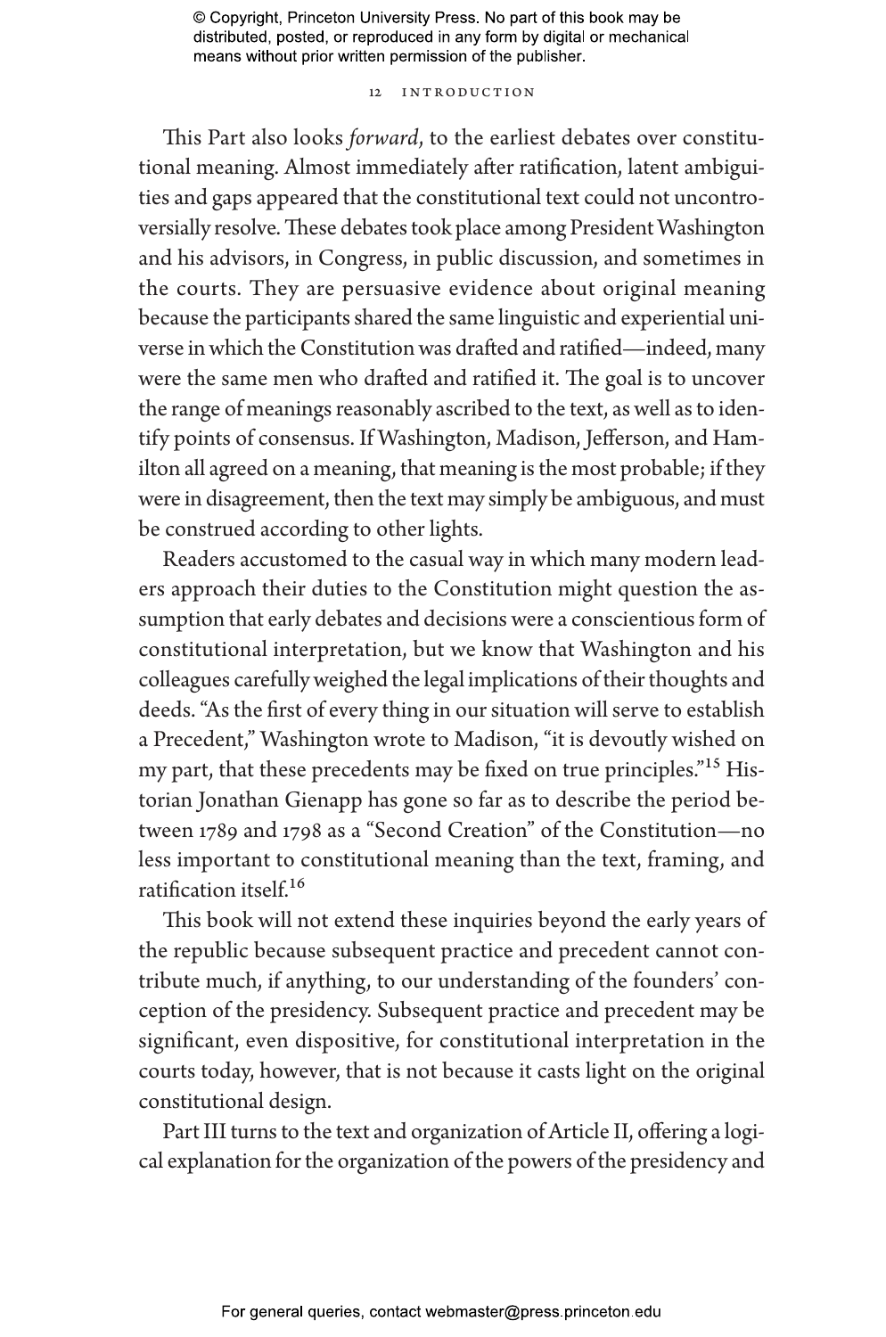This Part also looks *forward*, to the earliest debates over constitutional meaning. Almost immediately after ratification, latent ambiguities and gaps appeared that the constitutional text could not uncontroversially resolve. These debates took place among President Washington and his advisors, in Congress, in public discussion, and sometimes in the courts. They are persuasive evidence about original meaning because the participants shared the same linguistic and experiential universe in which the Constitution was drafted and ratified—indeed, many were the same men who drafted and ratified it. The goal is to uncover the range of meanings reasonably ascribed to the text, as well as to identify points of consensus. If Washington, Madison, Jefferson, and Hamilton all agreed on a meaning, that meaning is the most probable; if they were in disagreement, then the text may simply be ambiguous, and must be construed according to other lights.

Readers accustomed to the casual way in which many modern leaders approach their duties to the Constitution might question the assumption that early debates and decisions were a conscientious form of constitutional interpretation, but we know that Washington and his colleagues carefully weighed the legal implications of their thoughts and deeds. "As the first of every thing in our situation will serve to establish a Precedent," Washington wrote to Madison, "it is devoutly wished on my part, that these precedents may be fixed on true principles."[15] Historian Jonathan Gienapp has gone so far as to describe the period between 1789 and 1798 as a "Second Creation" of the Constitution—no less important to constitutional meaning than the text, framing, and ratification itself.[16]

This book will not extend these inquiries beyond the early years of the republic because subsequent practice and precedent cannot contribute much, if anything, to our understanding of the founders' conception of the presidency. Subsequent practice and precedent may be significant, even dispositive, for constitutional interpretation in the courts today, however, that is not because it casts light on the original constitutional design.

Part III turns to the text and organization of Article II, offering a logical explanation for the organization of the powers of the presidency and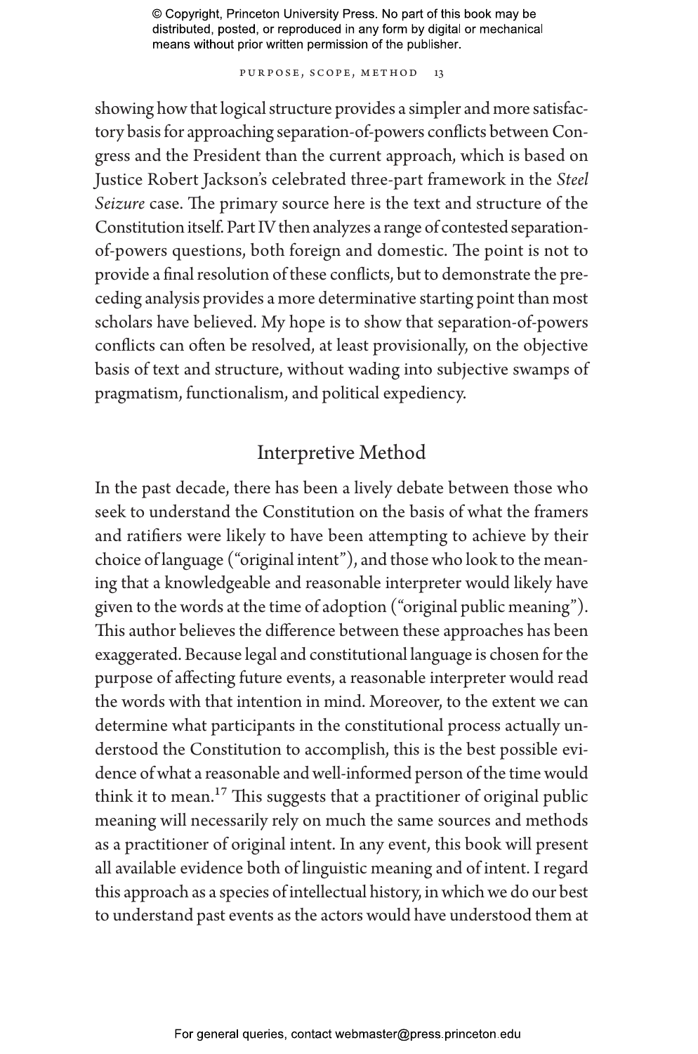showing how that logical structure provides a simpler and more satisfactory basis for approaching separation-of-powers conflicts between Congress and the President than the current approach, which is based on Justice Robert Jackson's celebrated three-part framework in the *Steel Seizure* case. The primary source here is the text and structure of the Constitution itself. Part IV then analyzes a range of contested separation-of-powers questions, both foreign and domestic. The point is not to provide a final resolution of these conflicts, but to demonstrate the preceding analysis provides a more determinative starting point than most scholars have believed. My hope is to show that separation-of-powers conflicts can often be resolved, at least provisionally, on the objective basis of text and structure, without wading into subjective swamps of pragmatism, functionalism, and political expediency.

## Interpretive Method

In the past decade, there has been a lively debate between those who seek to understand the Constitution on the basis of what the framers and ratifiers were likely to have been attempting to achieve by their choice of language ("original intent"), and those who look to the meaning that a knowledgeable and reasonable interpreter would likely have given to the words at the time of adoption ("original public meaning"). This author believes the difference between these approaches has been exaggerated. Because legal and constitutional language is chosen for the purpose of affecting future events, a reasonable interpreter would read the words with that intention in mind. Moreover, to the extent we can determine what participants in the constitutional process actually understood the Constitution to accomplish, this is the best possible evidence of what a reasonable and well-informed person of the time would think it to mean.[17] This suggests that a practitioner of original public meaning will necessarily rely on much the same sources and methods as a practitioner of original intent. In any event, this book will present all available evidence both of linguistic meaning and of intent. I regard this approach as a species of intellectual history, in which we do our best to understand past events as the actors would have understood them at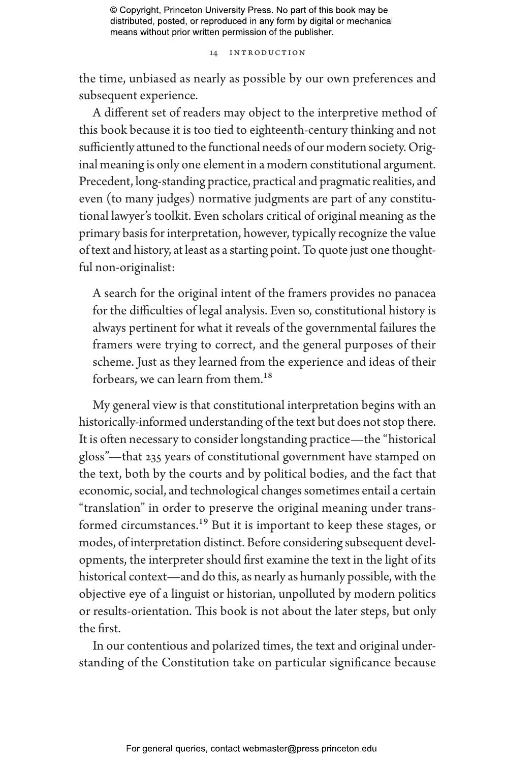the time, unbiased as nearly as possible by our own preferences and subsequent experience.

A different set of readers may object to the interpretive method of this book because it is too tied to eighteenth-century thinking and not sufficiently attuned to the functional needs of our modern society. Original meaning is only one element in a modern constitutional argument. Precedent, long-standing practice, practical and pragmatic realities, and even (to many judges) normative judgments are part of any constitutional lawyer's toolkit. Even scholars critical of original meaning as the primary basis for interpretation, however, typically recognize the value of text and history, at least as a starting point. To quote just one thoughtful non-originalist:

> A search for the original intent of the framers provides no panacea for the difficulties of legal analysis. Even so, constitutional history is always pertinent for what it reveals of the governmental failures the framers were trying to correct, and the general purposes of their scheme. Just as they learned from the experience and ideas of their forbears, we can learn from them.[18]

My general view is that constitutional interpretation begins with an historically-informed understanding of the text but does not stop there. It is often necessary to consider longstanding practice—the "historical gloss"—that 235 years of constitutional government have stamped on the text, both by the courts and by political bodies, and the fact that economic, social, and technological changes sometimes entail a certain "translation" in order to preserve the original meaning under transformed circumstances.[19] But it is important to keep these stages, or modes, of interpretation distinct. Before considering subsequent developments, the interpreter should first examine the text in the light of its historical context—and do this, as nearly as humanly possible, with the objective eye of a linguist or historian, unpolluted by modern politics or results-orientation. This book is not about the later steps, but only the first.

In our contentious and polarized times, the text and original understanding of the Constitution take on particular significance because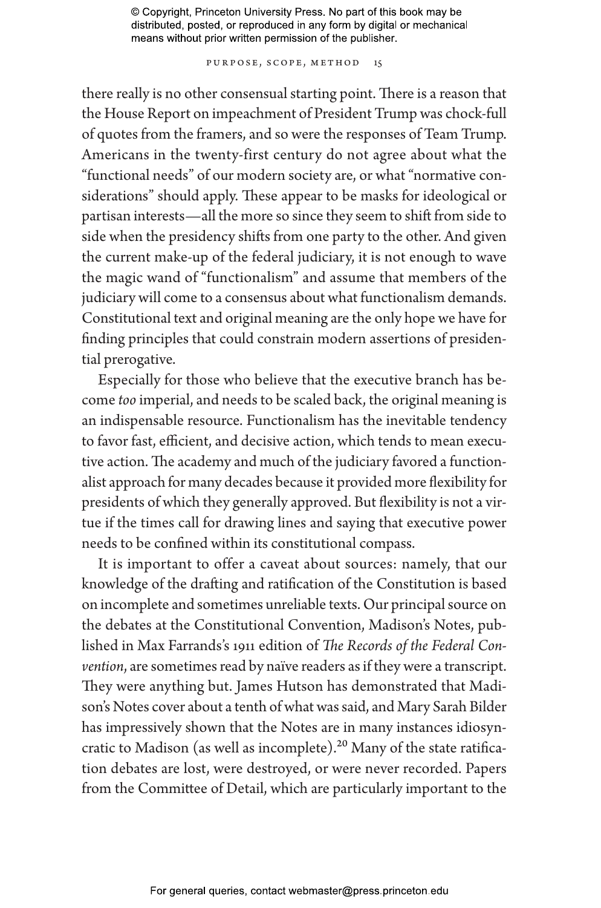there really is no other consensual starting point. There is a reason that the House Report on impeachment of President Trump was chock-full of quotes from the framers, and so were the responses of Team Trump. Americans in the twenty-first century do not agree about what the "functional needs" of our modern society are, or what "normative considerations" should apply. These appear to be masks for ideological or partisan interests—all the more so since they seem to shift from side to side when the presidency shifts from one party to the other. And given the current make-up of the federal judiciary, it is not enough to wave the magic wand of "functionalism" and assume that members of the judiciary will come to a consensus about what functionalism demands. Constitutional text and original meaning are the only hope we have for finding principles that could constrain modern assertions of presidential prerogative.

Especially for those who believe that the executive branch has become *too* imperial, and needs to be scaled back, the original meaning is an indispensable resource. Functionalism has the inevitable tendency to favor fast, efficient, and decisive action, which tends to mean executive action. The academy and much of the judiciary favored a functionalist approach for many decades because it provided more flexibility for presidents of which they generally approved. But flexibility is not a virtue if the times call for drawing lines and saying that executive power needs to be confined within its constitutional compass.

It is important to offer a caveat about sources: namely, that our knowledge of the drafting and ratification of the Constitution is based on incomplete and sometimes unreliable texts. Our principal source on the debates at the Constitutional Convention, Madison's Notes, published in Max Farrands's 1911 edition of *The Records of the Federal Convention*, are sometimes read by naïve readers as if they were a transcript. They were anything but. James Hutson has demonstrated that Madison's Notes cover about a tenth of what was said, and Mary Sarah Bilder has impressively shown that the Notes are in many instances idiosyncratic to Madison (as well as incomplete).[20] Many of the state ratification debates are lost, were destroyed, or were never recorded. Papers from the Committee of Detail, which are particularly important to the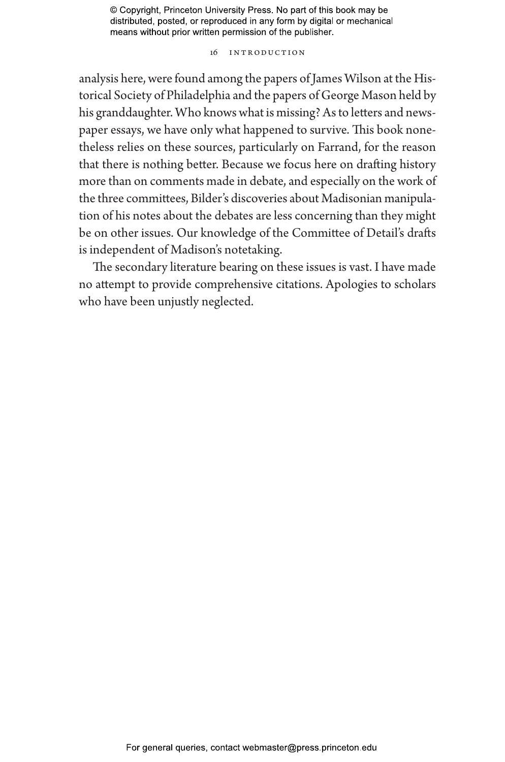analysis here, were found among the papers of James Wilson at the Historical Society of Philadelphia and the papers of George Mason held by his granddaughter. Who knows what is missing? As to letters and newspaper essays, we have only what happened to survive. This book nonetheless relies on these sources, particularly on Farrand, for the reason that there is nothing better. Because we focus here on drafting history more than on comments made in debate, and especially on the work of the three committees, Bilder's discoveries about Madisonian manipulation of his notes about the debates are less concerning than they might be on other issues. Our knowledge of the Committee of Detail's drafts is independent of Madison's notetaking.

The secondary literature bearing on these issues is vast. I have made no attempt to provide comprehensive citations. Apologies to scholars who have been unjustly neglected.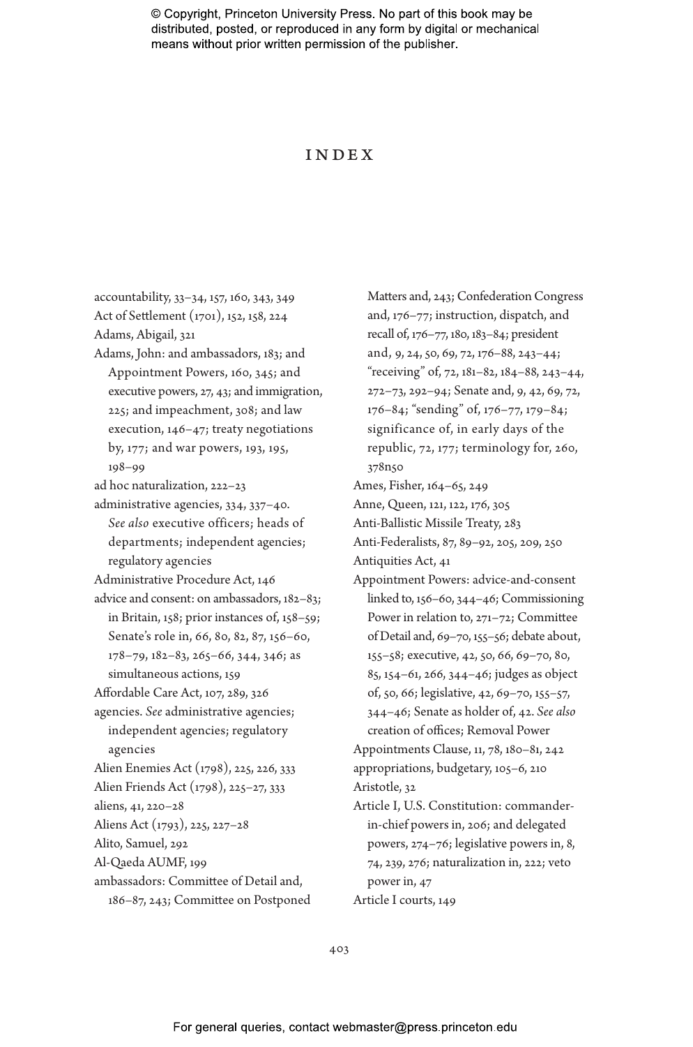# INDEX

accountability, 33–34, 157, 160, 343, 349

Act of Settlement (1701), 152, 158, 224

Adams, Abigail, 321

Adams, John: and ambassadors, 183; and Appointment Powers, 160, 345; and executive powers, 27, 43; and immigration, 225; and impeachment, 308; and law execution, 146–47; treaty negotiations by, 177; and war powers, 193, 195, 198–99

ad hoc naturalization, 222–23

administrative agencies, 334, 337–40. *See also* executive officers; heads of departments; independent agencies; regulatory agencies

Administrative Procedure Act, 146

advice and consent: on ambassadors, 182–83; in Britain, 158; prior instances of, 158–59; Senate's role in, 66, 80, 82, 87, 156–60, 178–79, 182–83, 265–66, 344, 346; as simultaneous actions, 159

Affordable Care Act, 107, 289, 326

agencies. *See* administrative agencies; independent agencies; regulatory agencies

Alien Enemies Act (1798), 225, 226, 333

Alien Friends Act (1798), 225–27, 333

aliens, 41, 220–28

Aliens Act (1793), 225, 227–28

Alito, Samuel, 292

Al-Qaeda AUMF, 199

ambassadors: Committee of Detail and, 186–87, 243; Committee on Postponed Matters and, 243; Confederation Congress and, 176–77; instruction, dispatch, and recall of, 176–77, 180, 183–84; president and, 9, 24, 50, 69, 72, 176–88, 243–44; "receiving" of, 72, 181–82, 184–88, 243–44, 272–73, 292–94; Senate and, 9, 42, 69, 72, 176–84; "sending" of, 176–77, 179–84; significance of, in early days of the republic, 72, 177; terminology for, 260, 378n50

Ames, Fisher, 164–65, 249

Anne, Queen, 121, 122, 176, 305

Anti-Ballistic Missile Treaty, 283

Anti-Federalists, 87, 89–92, 205, 209, 250

Antiquities Act, 41

Appointment Powers: advice-and-consent linked to, 156–60, 344–46; Commissioning Power in relation to, 271–72; Committee of Detail and, 69–70, 155–56; debate about, 155–58; executive, 42, 50, 66, 69–70, 80, 85, 154–61, 266, 344–46; judges as object of, 50, 66; legislative, 42, 69–70, 155–57, 344–46; Senate as holder of, 42. *See also* creation of offices; Removal Power

Appointments Clause, 11, 78, 180–81, 242

appropriations, budgetary, 105–6, 210

Aristotle, 32

Article I, U.S. Constitution: commander-in-chief powers in, 206; and delegated powers, 274–76; legislative powers in, 8, 74, 239, 276; naturalization in, 222; veto power in, 47

Article I courts, 149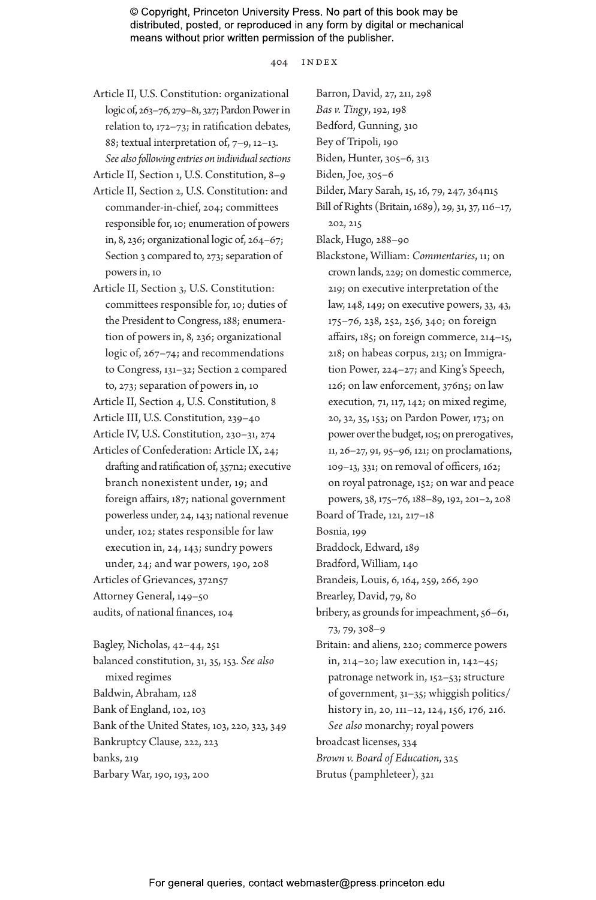Article II, U.S. Constitution: organizational logic of, 263–76, 279–81, 327; Pardon Power in relation to, 172–73; in ratification debates, 88; textual interpretation of, 7–9, 12–13. *See also following entries on individual sections*

Article II, Section 1, U.S. Constitution, 8–9

Article II, Section 2, U.S. Constitution: and commander-in-chief, 204; committees responsible for, 10; enumeration of powers in, 8, 236; organizational logic of, 264–67; Section 3 compared to, 273; separation of powers in, 10

Article II, Section 3, U.S. Constitution: committees responsible for, 10; duties of the President to Congress, 188; enumeration of powers in, 8, 236; organizational logic of, 267–74; and recommendations to Congress, 131–32; Section 2 compared to, 273; separation of powers in, 10

Article II, Section 4, U.S. Constitution, 8

Article III, U.S. Constitution, 239–40

Article IV, U.S. Constitution, 230–31, 274

Articles of Confederation: Article IX, 24; drafting and ratification of, 357n2; executive branch nonexistent under, 19; and foreign affairs, 187; national government powerless under, 24, 143; national revenue under, 102; states responsible for law execution in, 24, 143; sundry powers under, 24; and war powers, 190, 208

Articles of Grievances, 372n57

Attorney General, 149–50

audits, of national finances, 104

Bagley, Nicholas, 42–44, 251

balanced constitution, 31, 35, 153. *See also* mixed regimes

Baldwin, Abraham, 128

Bank of England, 102, 103

Bank of the United States, 103, 220, 323, 349

Bankruptcy Clause, 222, 223

banks, 219

Barbary War, 190, 193, 200

Barron, David, 27, 211, 298

*Bas v. Tingy*, 192, 198

Bedford, Gunning, 310

Bey of Tripoli, 190

Biden, Hunter, 305–6, 313

Biden, Joe, 305–6

Bilder, Mary Sarah, 15, 16, 79, 247, 364n15

Bill of Rights (Britain, 1689), 29, 31, 37, 116–17, 202, 215

Black, Hugo, 288–90

Blackstone, William: *Commentaries*, 11; on crown lands, 229; on domestic commerce, 219; on executive interpretation of the law, 148, 149; on executive powers, 33, 43, 175–76, 238, 252, 256, 340; on foreign affairs, 185; on foreign commerce, 214–15, 218; on habeas corpus, 213; on Immigration Power, 224–27; and King's Speech, 126; on law enforcement, 376n5; on law execution, 71, 117, 142; on mixed regime, 20, 32, 35, 153; on Pardon Power, 173; on power over the budget, 105; on prerogatives, 11, 26–27, 91, 95–96, 121; on proclamations, 109–13, 331; on removal of officers, 162; on royal patronage, 152; on war and peace powers, 38, 175–76, 188–89, 192, 201–2, 208

Board of Trade, 121, 217–18

Bosnia, 199

Braddock, Edward, 189

Bradford, William, 140

Brandeis, Louis, 6, 164, 259, 266, 290

Brearley, David, 79, 80

bribery, as grounds for impeachment, 56–61, 73, 79, 308–9

Britain: and aliens, 220; commerce powers in, 214–20; law execution in, 142–45; patronage network in, 152–53; structure of government, 31–35; whiggish politics/history in, 20, 111–12, 124, 156, 176, 216. *See also* monarchy; royal powers

broadcast licenses, 334

*Brown v. Board of Education*, 325

Brutus (pamphleteer), 321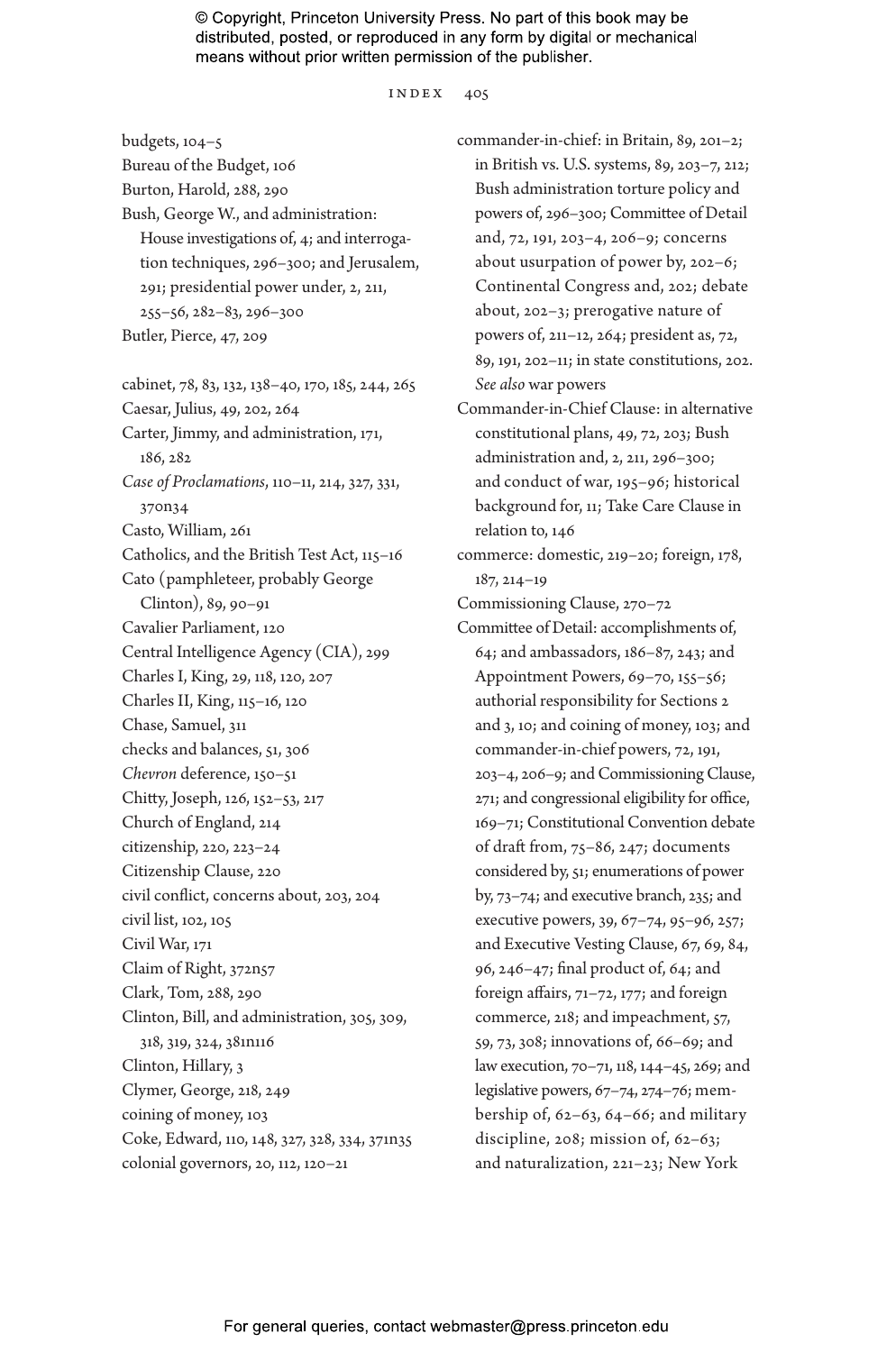budgets, 104–5
Bureau of the Budget, 106
Burton, Harold, 288, 290
Bush, George W., and administration: House investigations of, 4; and interrogation techniques, 296–300; and Jerusalem, 291; presidential power under, 2, 211, 255–56, 282–83, 296–300
Butler, Pierce, 47, 209

cabinet, 78, 83, 132, 138–40, 170, 185, 244, 265
Caesar, Julius, 49, 202, 264
Carter, Jimmy, and administration, 171, 186, 282
*Case of Proclamations*, 110–11, 214, 327, 331, 370n34
Casto, William, 261
Catholics, and the British Test Act, 115–16
Cato (pamphleteer, probably George Clinton), 89, 90–91
Cavalier Parliament, 120
Central Intelligence Agency (CIA), 299
Charles I, King, 29, 118, 120, 207
Charles II, King, 115–16, 120
Chase, Samuel, 311
checks and balances, 51, 306
*Chevron* deference, 150–51
Chitty, Joseph, 126, 152–53, 217
Church of England, 214
citizenship, 220, 223–24
Citizenship Clause, 220
civil conflict, concerns about, 203, 204
civil list, 102, 105
Civil War, 171
Claim of Right, 372n57
Clark, Tom, 288, 290
Clinton, Bill, and administration, 305, 309, 318, 319, 324, 381n116
Clinton, Hillary, 3
Clymer, George, 218, 249
coining of money, 103
Coke, Edward, 110, 148, 327, 328, 334, 371n35
colonial governors, 20, 112, 120–21

commander-in-chief: in Britain, 89, 201–2; in British vs. U.S. systems, 89, 203–7, 212; Bush administration torture policy and powers of, 296–300; Committee of Detail and, 72, 191, 203–4, 206–9; concerns about usurpation of power by, 202–6; Continental Congress and, 202; debate about, 202–3; prerogative nature of powers of, 211–12, 264; president as, 72, 89, 191, 202–11; in state constitutions, 202. *See also* war powers
Commander-in-Chief Clause: in alternative constitutional plans, 49, 72, 203; Bush administration and, 2, 211, 296–300; and conduct of war, 195–96; historical background for, 11; Take Care Clause in relation to, 146
commerce: domestic, 219–20; foreign, 178, 187, 214–19
Commissioning Clause, 270–72
Committee of Detail: accomplishments of, 64; and ambassadors, 186–87, 243; and Appointment Powers, 69–70, 155–56; authorial responsibility for Sections 2 and 3, 10; and coining of money, 103; and commander-in-chief powers, 72, 191, 203–4, 206–9; and Commissioning Clause, 271; and congressional eligibility for office, 169–71; Constitutional Convention debate of draft from, 75–86, 247; documents considered by, 51; enumerations of power by, 73–74; and executive branch, 235; and executive powers, 39, 67–74, 95–96, 257; and Executive Vesting Clause, 67, 69, 84, 96, 246–47; final product of, 64; and foreign affairs, 71–72, 177; and foreign commerce, 218; and impeachment, 57, 59, 73, 308; innovations of, 66–69; and law execution, 70–71, 118, 144–45, 269; and legislative powers, 67–74, 274–76; membership of, 62–63, 64–66; and military discipline, 208; mission of, 62–63; and naturalization, 221–23; New York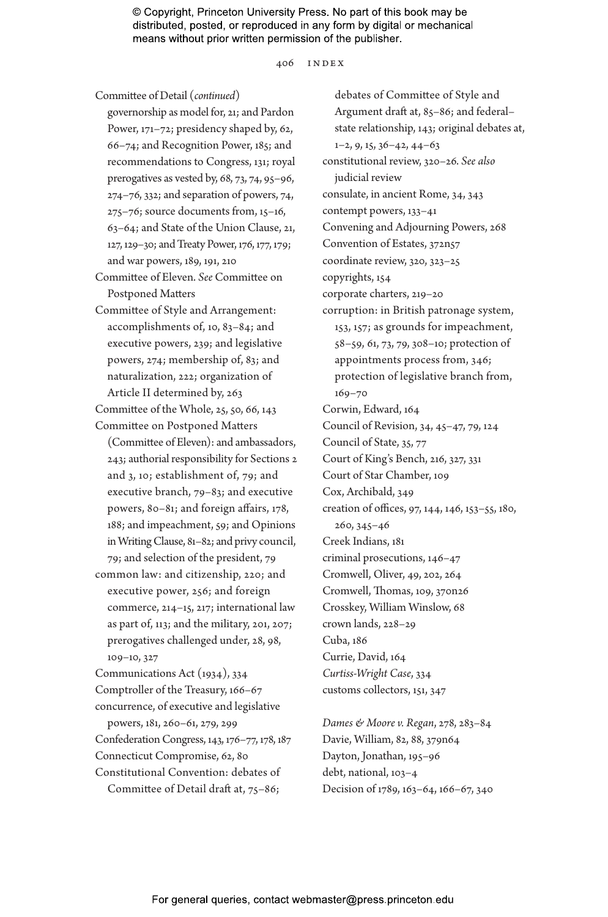Committee of Detail (*continued*)
governorship as model for, 21; and Pardon Power, 171–72; presidency shaped by, 62, 66–74; and Recognition Power, 185; and recommendations to Congress, 131; royal prerogatives as vested by, 68, 73, 74, 95–96, 274–76, 332; and separation of powers, 74, 275–76; source documents from, 15–16, 63–64; and State of the Union Clause, 21, 127, 129–30; and Treaty Power, 176, 177, 179; and war powers, 189, 191, 210

Committee of Eleven. *See* Committee on Postponed Matters

Committee of Style and Arrangement: accomplishments of, 10, 83–84; and executive powers, 239; and legislative powers, 274; membership of, 83; and naturalization, 222; organization of Article II determined by, 263

Committee of the Whole, 25, 50, 66, 143

Committee on Postponed Matters (Committee of Eleven): and ambassadors, 243; authorial responsibility for Sections 2 and 3, 10; establishment of, 79; and executive branch, 79–83; and executive powers, 80–81; and foreign affairs, 178, 188; and impeachment, 59; and Opinions in Writing Clause, 81–82; and privy council, 79; and selection of the president, 79

common law: and citizenship, 220; and executive power, 256; and foreign commerce, 214–15, 217; international law as part of, 113; and the military, 201, 207; prerogatives challenged under, 28, 98, 109–10, 327

Communications Act (1934), 334

Comptroller of the Treasury, 166–67

concurrence, of executive and legislative powers, 181, 260–61, 279, 299

Confederation Congress, 143, 176–77, 178, 187

Connecticut Compromise, 62, 80

Constitutional Convention: debates of Committee of Detail draft at, 75–86; debates of Committee of Style and Argument draft at, 85–86; and federal–state relationship, 143; original debates at, 1–2, 9, 15, 36–42, 44–63

constitutional review, 320–26. *See also* judicial review

consulate, in ancient Rome, 34, 343

contempt powers, 133–41

Convening and Adjourning Powers, 268

Convention of Estates, 372n57

coordinate review, 320, 323–25

copyrights, 154

corporate charters, 219–20

corruption: in British patronage system, 153, 157; as grounds for impeachment, 58–59, 61, 73, 79, 308–10; protection of appointments process from, 346; protection of legislative branch from, 169–70

Corwin, Edward, 164

Council of Revision, 34, 45–47, 79, 124

Council of State, 35, 77

Court of King's Bench, 216, 327, 331

Court of Star Chamber, 109

Cox, Archibald, 349

creation of offices, 97, 144, 146, 153–55, 180, 260, 345–46

Creek Indians, 181

criminal prosecutions, 146–47

Cromwell, Oliver, 49, 202, 264

Cromwell, Thomas, 109, 370n26

Crosskey, William Winslow, 68

crown lands, 228–29

Cuba, 186

Currie, David, 164

*Curtiss-Wright Case*, 334

customs collectors, 151, 347

*Dames & Moore v. Regan*, 278, 283–84

Davie, William, 82, 88, 379n64

Dayton, Jonathan, 195–96

debt, national, 103–4

Decision of 1789, 163–64, 166–67, 340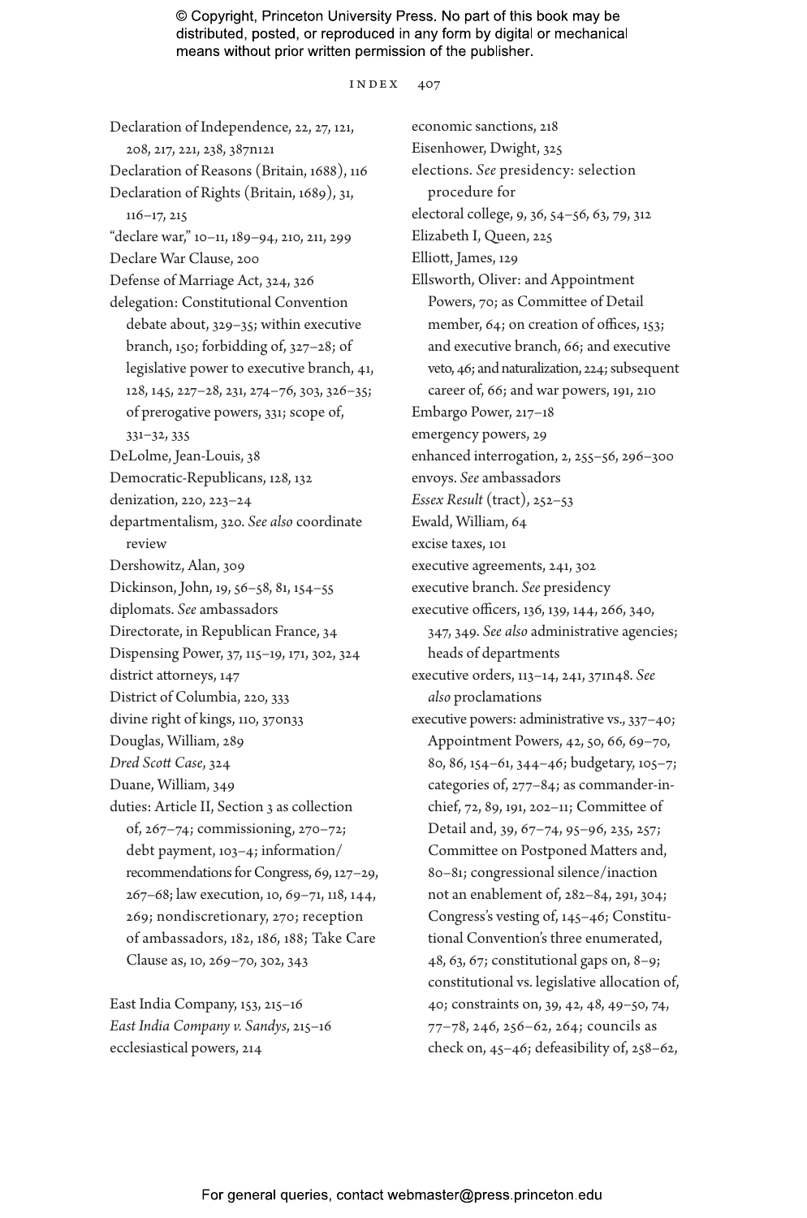Declaration of Independence, 22, 27, 121, 208, 217, 221, 238, 387n121
Declaration of Reasons (Britain, 1688), 116
Declaration of Rights (Britain, 1689), 31, 116–17, 215
"declare war," 10–11, 189–94, 210, 211, 299
Declare War Clause, 200
Defense of Marriage Act, 324, 326
delegation: Constitutional Convention debate about, 329–35; within executive branch, 150; forbidding of, 327–28; of legislative power to executive branch, 41, 128, 145, 227–28, 231, 274–76, 303, 326–35; of prerogative powers, 331; scope of, 331–32, 335
DeLolme, Jean-Louis, 38
Democratic-Republicans, 128, 132
denization, 220, 223–24
departmentalism, 320. *See also* coordinate review
Dershowitz, Alan, 309
Dickinson, John, 19, 56–58, 81, 154–55
diplomats. *See* ambassadors
Directorate, in Republican France, 34
Dispensing Power, 37, 115–19, 171, 302, 324
district attorneys, 147
District of Columbia, 220, 333
divine right of kings, 110, 370n33
Douglas, William, 289
*Dred Scott Case*, 324
Duane, William, 349
duties: Article II, Section 3 as collection of, 267–74; commissioning, 270–72; debt payment, 103–4; information/recommendations for Congress, 69, 127–29, 267–68; law execution, 10, 69–71, 118, 144, 269; nondiscretionary, 270; reception of ambassadors, 182, 186, 188; Take Care Clause as, 10, 269–70, 302, 343

East India Company, 153, 215–16
*East India Company v. Sandys*, 215–16
ecclesiastical powers, 214
economic sanctions, 218
Eisenhower, Dwight, 325
elections. *See* presidency: selection procedure for
electoral college, 9, 36, 54–56, 63, 79, 312
Elizabeth I, Queen, 225
Elliott, James, 129
Ellsworth, Oliver: and Appointment Powers, 70; as Committee of Detail member, 64; on creation of offices, 153; and executive branch, 66; and executive veto, 46; and naturalization, 224; subsequent career of, 66; and war powers, 191, 210
Embargo Power, 217–18
emergency powers, 29
enhanced interrogation, 2, 255–56, 296–300
envoys. *See* ambassadors
*Essex Result* (tract), 252–53
Ewald, William, 64
excise taxes, 101
executive agreements, 241, 302
executive branch. *See* presidency
executive officers, 136, 139, 144, 266, 340, 347, 349. *See also* administrative agencies; heads of departments
executive orders, 113–14, 241, 371n48. *See also* proclamations
executive powers: administrative vs., 337–40; Appointment Powers, 42, 50, 66, 69–70, 80, 86, 154–61, 344–46; budgetary, 105–7; categories of, 277–84; as commander-in-chief, 72, 89, 191, 202–11; Committee of Detail and, 39, 67–74, 95–96, 235, 257; Committee on Postponed Matters and, 80–81; congressional silence/inaction not an enablement of, 282–84, 291, 304; Congress's vesting of, 145–46; Constitutional Convention's three enumerated, 48, 63, 67; constitutional gaps on, 8–9; constitutional vs. legislative allocation of, 40; constraints on, 39, 42, 48, 49–50, 74, 77–78, 246, 256–62, 264; councils as check on, 45–46; defeasibility of, 258–62,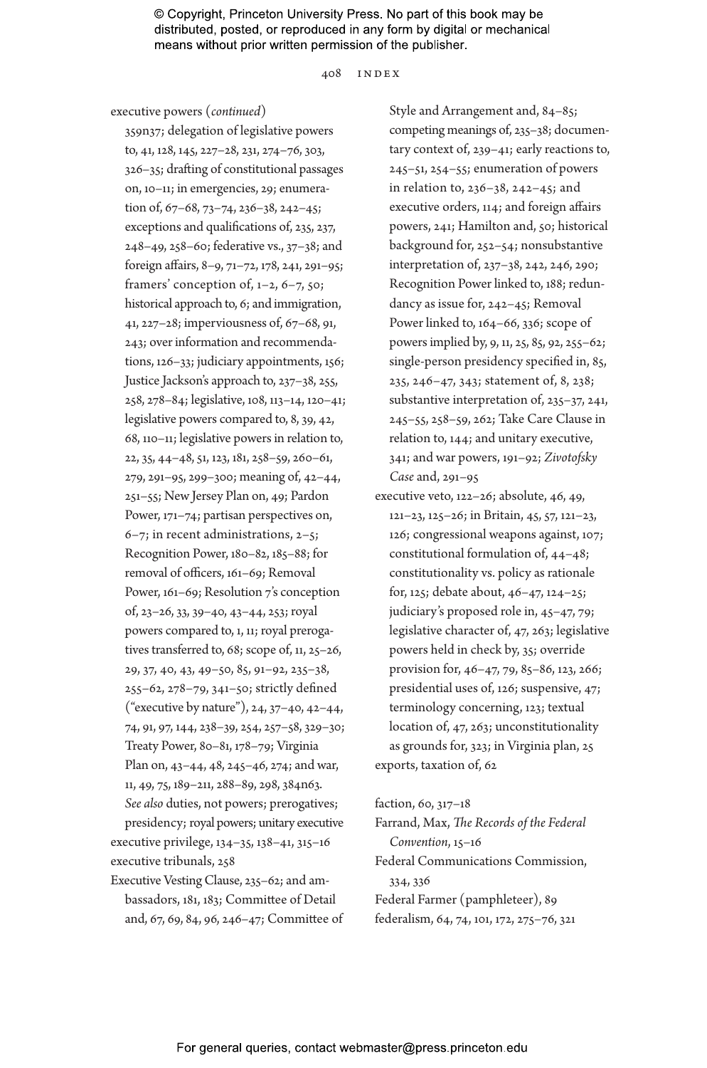executive powers (*continued*)
359n37; delegation of legislative powers to, 41, 128, 145, 227–28, 231, 274–76, 303, 326–35; drafting of constitutional passages on, 10–11; in emergencies, 29; enumeration of, 67–68, 73–74, 236–38, 242–45; exceptions and qualifications of, 235, 237, 248–49, 258–60; federative vs., 37–38; and foreign affairs, 8–9, 71–72, 178, 241, 291–95; framers' conception of, 1–2, 6–7, 50; historical approach to, 6; and immigration, 41, 227–28; imperviousness of, 67–68, 91, 243; over information and recommendations, 126–33; judiciary appointments, 156; Justice Jackson's approach to, 237–38, 255, 258, 278–84; legislative, 108, 113–14, 120–41; legislative powers compared to, 8, 39, 42, 68, 110–11; legislative powers in relation to, 22, 35, 44–48, 51, 123, 181, 258–59, 260–61, 279, 291–95, 299–300; meaning of, 42–44, 251–55; New Jersey Plan on, 49; Pardon Power, 171–74; partisan perspectives on, 6–7; in recent administrations, 2–5; Recognition Power, 180–82, 185–88; for removal of officers, 161–69; Removal Power, 161–69; Resolution 7's conception of, 23–26, 33, 39–40, 43–44, 253; royal powers compared to, 1, 11; royal prerogatives transferred to, 68; scope of, 11, 25–26, 29, 37, 40, 43, 49–50, 85, 91–92, 235–38, 255–62, 278–79, 341–50; strictly defined ("executive by nature"), 24, 37–40, 42–44, 74, 91, 97, 144, 238–39, 254, 257–58, 329–30; Treaty Power, 80–81, 178–79; Virginia Plan on, 43–44, 48, 245–46, 274; and war, 11, 49, 75, 189–211, 288–89, 298, 384n63. *See also* duties, not powers; prerogatives; presidency; royal powers; unitary executive

executive privilege, 134–35, 138–41, 315–16

executive tribunals, 258

Executive Vesting Clause, 235–62; and ambassadors, 181, 183; Committee of Detail and, 67, 69, 84, 96, 246–47; Committee of Style and Arrangement and, 84–85; competing meanings of, 235–38; documentary context of, 239–41; early reactions to, 245–51, 254–55; enumeration of powers in relation to, 236–38, 242–45; and executive orders, 114; and foreign affairs powers, 241; Hamilton and, 50; historical background for, 252–54; nonsubstantive interpretation of, 237–38, 242, 246, 290; Recognition Power linked to, 188; redundancy as issue for, 242–45; Removal Power linked to, 164–66, 336; scope of powers implied by, 9, 11, 25, 85, 92, 255–62; single-person presidency specified in, 85, 235, 246–47, 343; statement of, 8, 238; substantive interpretation of, 235–37, 241, 245–55, 258–59, 262; Take Care Clause in relation to, 144; and unitary executive, 341; and war powers, 191–92; *Zivotofsky Case* and, 291–95

executive veto, 122–26; absolute, 46, 49, 121–23, 125–26; in Britain, 45, 57, 121–23, 126; congressional weapons against, 107; constitutional formulation of, 44–48; constitutionality vs. policy as rationale for, 125; debate about, 46–47, 124–25; judiciary's proposed role in, 45–47, 79; legislative character of, 47, 263; legislative powers held in check by, 35; override provision for, 46–47, 79, 85–86, 123, 266; presidential uses of, 126; suspensive, 47; terminology concerning, 123; textual location of, 47, 263; unconstitutionality as grounds for, 323; in Virginia plan, 25

exports, taxation of, 62

faction, 60, 317–18

Farrand, Max, *The Records of the Federal Convention*, 15–16

Federal Communications Commission, 334, 336

Federal Farmer (pamphleteer), 89

federalism, 64, 74, 101, 172, 275–76, 321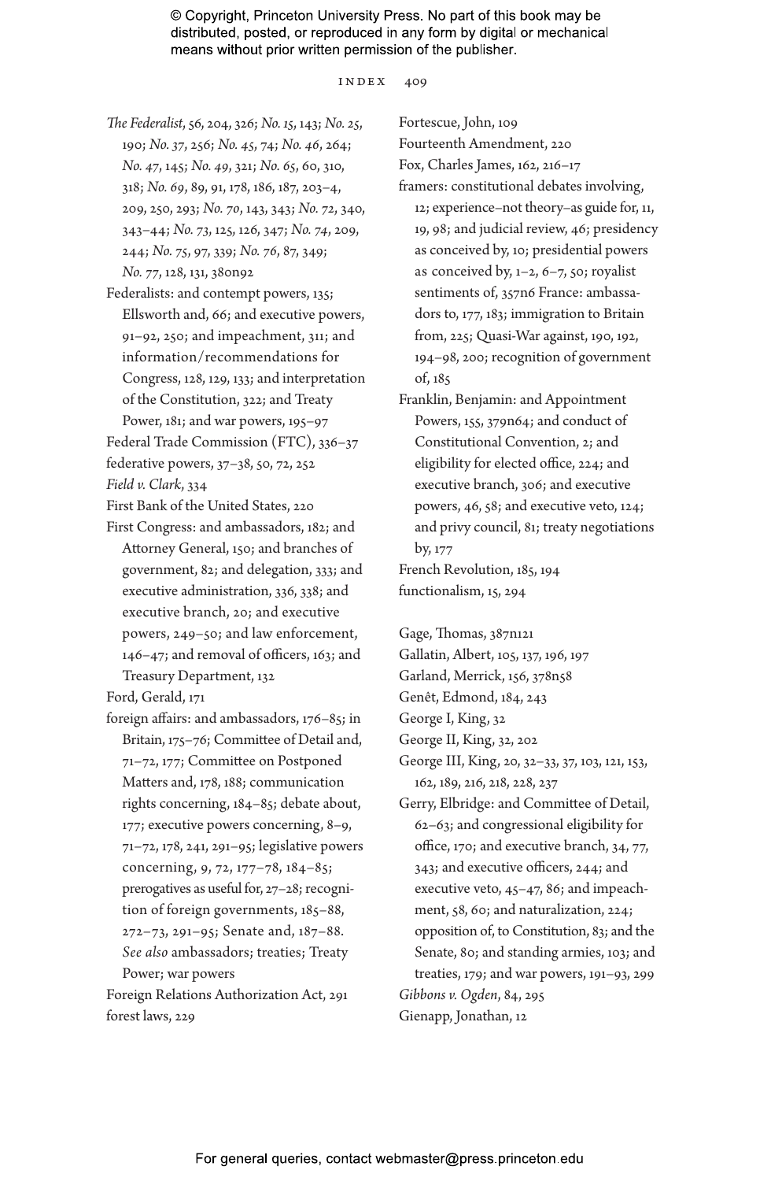*The Federalist*, 56, 204, 326; *No. 15*, 143; *No. 25*, 190; *No. 37*, 256; *No. 45*, 74; *No. 46*, 264; *No. 47*, 145; *No. 49*, 321; *No. 65*, 60, 310, 318; *No. 69*, 89, 91, 178, 186, 187, 203–4, 209, 250, 293; *No. 70*, 143, 343; *No. 72*, 340, 343–44; *No. 73*, 125, 126, 347; *No. 74*, 209, 244; *No. 75*, 97, 339; *No. 76*, 87, 349; *No. 77*, 128, 131, 380n92

Federalists: and contempt powers, 135; Ellsworth and, 66; and executive powers, 91–92, 250; and impeachment, 311; and information/recommendations for Congress, 128, 129, 133; and interpretation of the Constitution, 322; and Treaty Power, 181; and war powers, 195–97

Federal Trade Commission (FTC), 336–37

federative powers, 37–38, 50, 72, 252

*Field v. Clark*, 334

First Bank of the United States, 220

First Congress: and ambassadors, 182; and Attorney General, 150; and branches of government, 82; and delegation, 333; and executive administration, 336, 338; and executive branch, 20; and executive powers, 249–50; and law enforcement, 146–47; and removal of officers, 163; and Treasury Department, 132

Ford, Gerald, 171

foreign affairs: and ambassadors, 176–85; in Britain, 175–76; Committee of Detail and, 71–72, 177; Committee on Postponed Matters and, 178, 188; communication rights concerning, 184–85; debate about, 177; executive powers concerning, 8–9, 71–72, 178, 241, 291–95; legislative powers concerning, 9, 72, 177–78, 184–85; prerogatives as useful for, 27–28; recognition of foreign governments, 185–88, 272–73, 291–95; Senate and, 187–88. *See also* ambassadors; treaties; Treaty Power; war powers

Foreign Relations Authorization Act, 291

forest laws, 229

Fortescue, John, 109

Fourteenth Amendment, 220

Fox, Charles James, 162, 216–17

framers: constitutional debates involving, 12; experience–not theory–as guide for, 11, 19, 98; and judicial review, 46; presidency as conceived by, 10; presidential powers as conceived by, 1–2, 6–7, 50; royalist sentiments of, 357n6

France: ambassadors to, 177, 183; immigration to Britain from, 225; Quasi-War against, 190, 192, 194–98, 200; recognition of government of, 185

Franklin, Benjamin: and Appointment Powers, 155, 379n64; and conduct of Constitutional Convention, 2; and eligibility for elected office, 224; and executive branch, 306; and executive powers, 46, 58; and executive veto, 124; and privy council, 81; treaty negotiations by, 177

French Revolution, 185, 194

functionalism, 15, 294

Gage, Thomas, 387n121

Gallatin, Albert, 105, 137, 196, 197

Garland, Merrick, 156, 378n58

Genêt, Edmond, 184, 243

George I, King, 32

George II, King, 32, 202

George III, King, 20, 32–33, 37, 103, 121, 153, 162, 189, 216, 218, 228, 237

Gerry, Elbridge: and Committee of Detail, 62–63; and congressional eligibility for office, 170; and executive branch, 34, 77, 343; and executive officers, 244; and executive veto, 45–47, 86; and impeachment, 58, 60; and naturalization, 224; opposition of, to Constitution, 83; and the Senate, 80; and standing armies, 103; and treaties, 179; and war powers, 191–93, 299

*Gibbons v. Ogden*, 84, 295

Gienapp, Jonathan, 12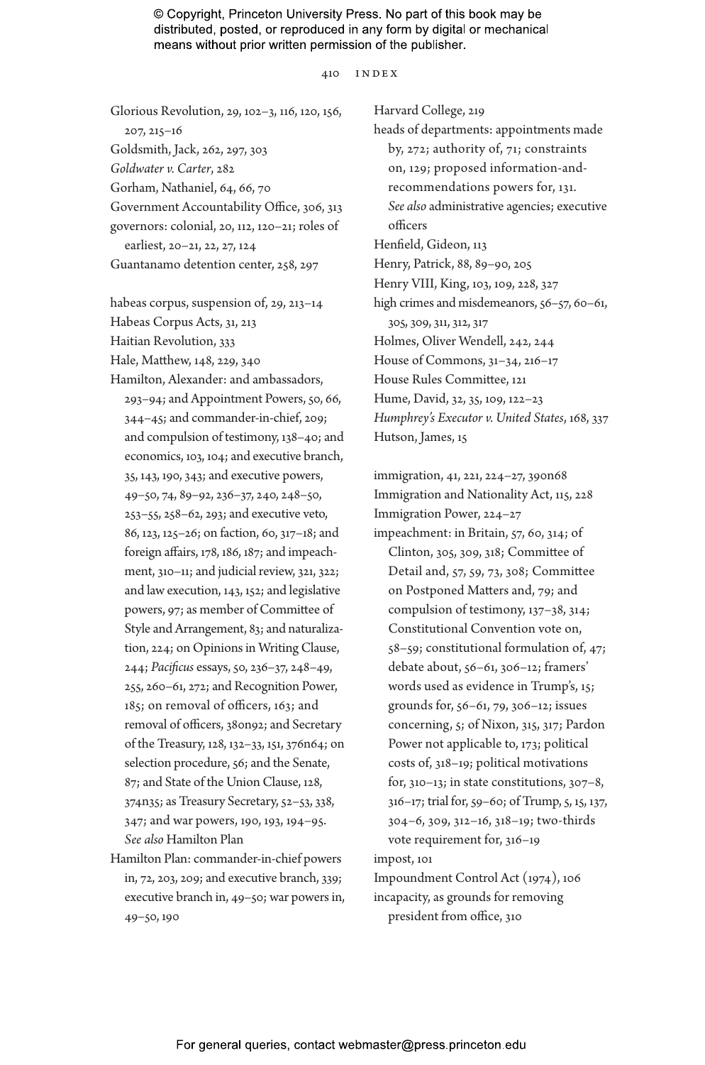Glorious Revolution, 29, 102–3, 116, 120, 156, 207, 215–16

Goldsmith, Jack, 262, 297, 303

*Goldwater v. Carter*, 282

Gorham, Nathaniel, 64, 66, 70

Government Accountability Office, 306, 313

governors: colonial, 20, 112, 120–21; roles of earliest, 20–21, 22, 27, 124

Guantanamo detention center, 258, 297

habeas corpus, suspension of, 29, 213–14

Habeas Corpus Acts, 31, 213

Haitian Revolution, 333

Hale, Matthew, 148, 229, 340

Hamilton, Alexander: and ambassadors, 293–94; and Appointment Powers, 50, 66, 344–45; and commander-in-chief, 209; and compulsion of testimony, 138–40; and economics, 103, 104; and executive branch, 35, 143, 190, 343; and executive powers, 49–50, 74, 89–92, 236–37, 240, 248–50, 253–55, 258–62, 293; and executive veto, 86, 123, 125–26; on faction, 60, 317–18; and foreign affairs, 178, 186, 187; and impeachment, 310–11; and judicial review, 321, 322; and law execution, 143, 152; and legislative powers, 97; as member of Committee of Style and Arrangement, 83; and naturalization, 224; on Opinions in Writing Clause, 244; *Pacificus* essays, 50, 236–37, 248–49, 255, 260–61, 272; and Recognition Power, 185; on removal of officers, 163; and removal of officers, 380n92; and Secretary of the Treasury, 128, 132–33, 151, 376n64; on selection procedure, 56; and the Senate, 87; and State of the Union Clause, 128, 374n35; as Treasury Secretary, 52–53, 338, 347; and war powers, 190, 193, 194–95. *See also* Hamilton Plan

Hamilton Plan: commander-in-chief powers in, 72, 203, 209; and executive branch, 339; executive branch in, 49–50; war powers in, 49–50, 190

Harvard College, 219

heads of departments: appointments made by, 272; authority of, 71; constraints on, 129; proposed information-and-recommendations powers for, 131. *See also* administrative agencies; executive officers

Henfield, Gideon, 113

Henry, Patrick, 88, 89–90, 205

Henry VIII, King, 103, 109, 228, 327

high crimes and misdemeanors, 56–57, 60–61, 305, 309, 311, 312, 317

Holmes, Oliver Wendell, 242, 244

House of Commons, 31–34, 216–17

House Rules Committee, 121

Hume, David, 32, 35, 109, 122–23

*Humphrey's Executor v. United States*, 168, 337

Hutson, James, 15

immigration, 41, 221, 224–27, 390n68

Immigration and Nationality Act, 115, 228

Immigration Power, 224–27

impeachment: in Britain, 57, 60, 314; of Clinton, 305, 309, 318; Committee of Detail and, 57, 59, 73, 308; Committee on Postponed Matters and, 79; and compulsion of testimony, 137–38, 314; Constitutional Convention vote on, 58–59; constitutional formulation of, 47; debate about, 56–61, 306–12; framers' words used as evidence in Trump's, 15; grounds for, 56–61, 79, 306–12; issues concerning, 5; of Nixon, 315, 317; Pardon Power not applicable to, 173; political costs of, 318–19; political motivations for, 310–13; in state constitutions, 307–8, 316–17; trial for, 59–60; of Trump, 5, 15, 137, 304–6, 309, 312–16, 318–19; two-thirds vote requirement for, 316–19

impost, 101

Impoundment Control Act (1974), 106

incapacity, as grounds for removing president from office, 310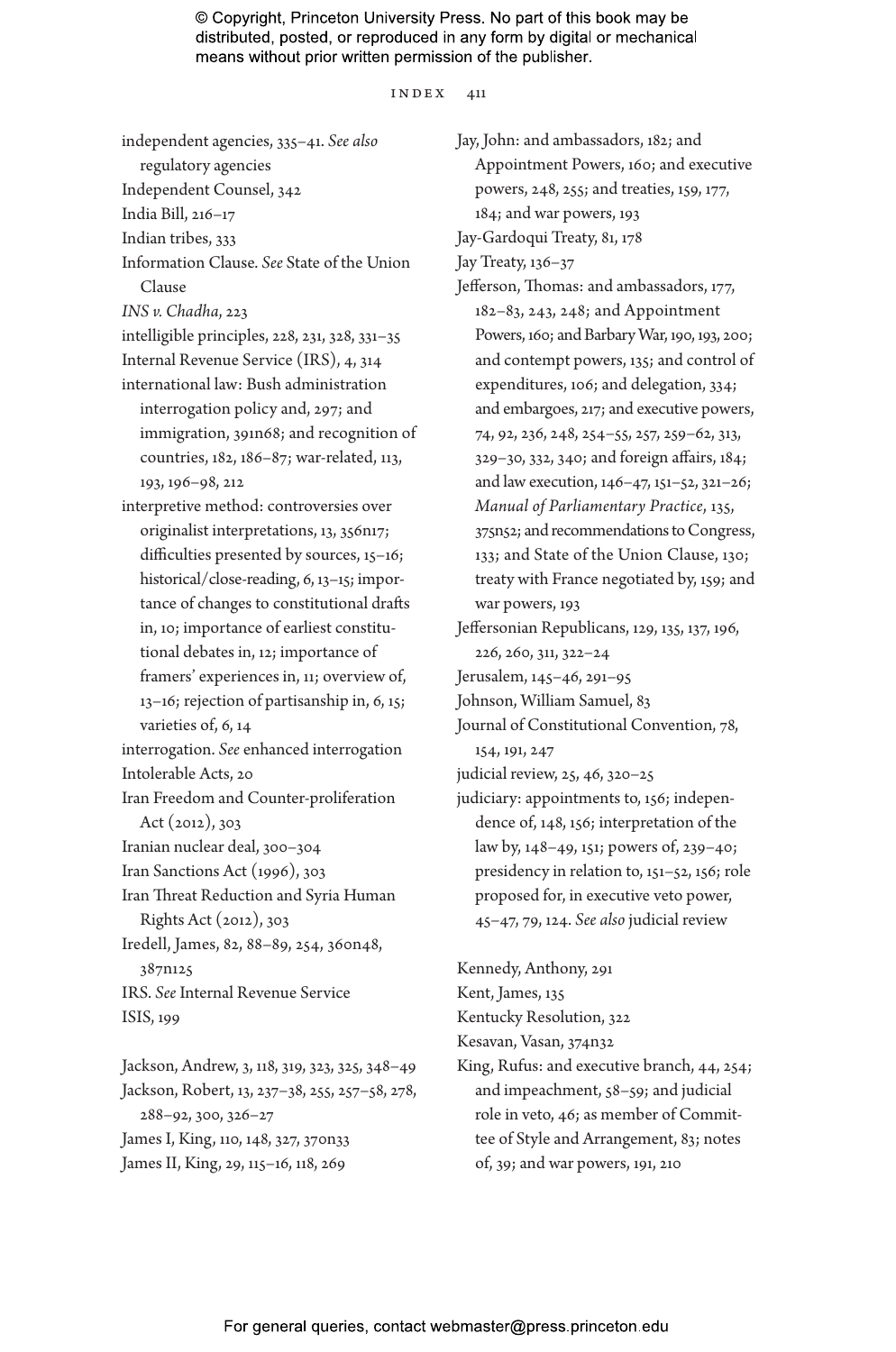independent agencies, 335–41. *See also* regulatory agencies
Independent Counsel, 342
India Bill, 216–17
Indian tribes, 333
Information Clause. *See* State of the Union Clause
*INS v. Chadha*, 223
intelligible principles, 228, 231, 328, 331–35
Internal Revenue Service (IRS), 4, 314
international law: Bush administration interrogation policy and, 297; and immigration, 391n68; and recognition of countries, 182, 186–87; war-related, 113, 193, 196–98, 212
interpretive method: controversies over originalist interpretations, 13, 356n17; difficulties presented by sources, 15–16; historical/close-reading, 6, 13–15; importance of changes to constitutional drafts in, 10; importance of earliest constitutional debates in, 12; importance of framers' experiences in, 11; overview of, 13–16; rejection of partisanship in, 6, 15; varieties of, 6, 14
interrogation. *See* enhanced interrogation
Intolerable Acts, 20
Iran Freedom and Counter-proliferation Act (2012), 303
Iranian nuclear deal, 300–304
Iran Sanctions Act (1996), 303
Iran Threat Reduction and Syria Human Rights Act (2012), 303
Iredell, James, 82, 88–89, 254, 360n48, 387n125
IRS. *See* Internal Revenue Service
ISIS, 199

Jackson, Andrew, 3, 118, 319, 323, 325, 348–49
Jackson, Robert, 13, 237–38, 255, 257–58, 278, 288–92, 300, 326–27
James I, King, 110, 148, 327, 370n33
James II, King, 29, 115–16, 118, 269
Jay, John: and ambassadors, 182; and Appointment Powers, 160; and executive powers, 248, 255; and treaties, 159, 177, 184; and war powers, 193
Jay-Gardoqui Treaty, 81, 178
Jay Treaty, 136–37
Jefferson, Thomas: and ambassadors, 177, 182–83, 243, 248; and Appointment Powers, 160; and Barbary War, 190, 193, 200; and contempt powers, 135; and control of expenditures, 106; and delegation, 334; and embargoes, 217; and executive powers, 74, 92, 236, 248, 254–55, 257, 259–62, 313, 329–30, 332, 340; and foreign affairs, 184; and law execution, 146–47, 151–52, 321–26; *Manual of Parliamentary Practice*, 135, 375n52; and recommendations to Congress, 133; and State of the Union Clause, 130; treaty with France negotiated by, 159; and war powers, 193
Jeffersonian Republicans, 129, 135, 137, 196, 226, 260, 311, 322–24
Jerusalem, 145–46, 291–95
Johnson, William Samuel, 83
Journal of Constitutional Convention, 78, 154, 191, 247
judicial review, 25, 46, 320–25
judiciary: appointments to, 156; independence of, 148, 156; interpretation of the law by, 148–49, 151; powers of, 239–40; presidency in relation to, 151–52, 156; role proposed for, in executive veto power, 45–47, 79, 124. *See also* judicial review

Kennedy, Anthony, 291
Kent, James, 135
Kentucky Resolution, 322
Kesavan, Vasan, 374n32
King, Rufus: and executive branch, 44, 254; and impeachment, 58–59; and judicial role in veto, 46; as member of Committee of Style and Arrangement, 83; notes of, 39; and war powers, 191, 210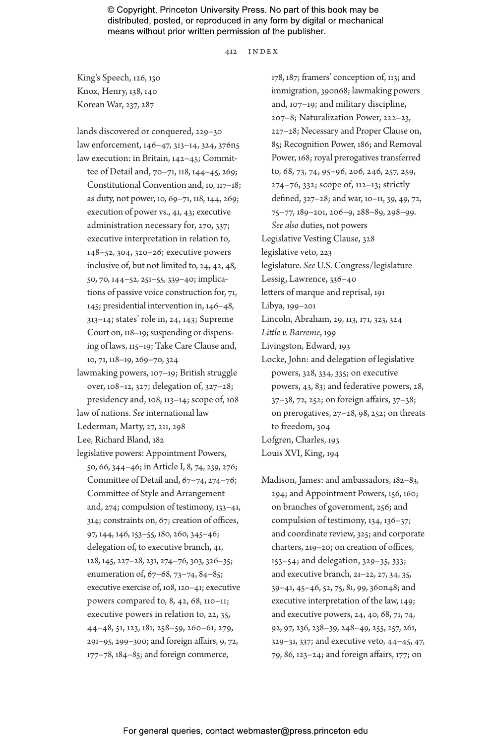King's Speech, 126, 130
Knox, Henry, 138, 140
Korean War, 237, 287

lands discovered or conquered, 229–30
law enforcement, 146–47, 313–14, 324, 376n5
law execution: in Britain, 142–45; Committee of Detail and, 70–71, 118, 144–45, 269; Constitutional Convention and, 10, 117–18; as duty, not power, 10, 69–71, 118, 144, 269; execution of power vs., 41, 43; executive administration necessary for, 270, 337; executive interpretation in relation to, 148–52, 304, 320–26; executive powers inclusive of, but not limited to, 24, 42, 48, 50, 70, 144–52, 251–55, 339–40; implications of passive voice construction for, 71, 145; presidential intervention in, 146–48, 313–14; states' role in, 24, 143; Supreme Court on, 118–19; suspending or dispensing of laws, 115–19; Take Care Clause and, 10, 71, 118–19, 269–70, 324
lawmaking powers, 107–19; British struggle over, 108–12, 327; delegation of, 327–28; presidency and, 108, 113–14; scope of, 108
law of nations. *See* international law
Lederman, Marty, 27, 211, 298
Lee, Richard Bland, 182
legislative powers: Appointment Powers, 50, 66, 344–46; in Article I, 8, 74, 239, 276; Committee of Detail and, 67–74, 274–76; Committee of Style and Arrangement and, 274; compulsion of testimony, 133–41, 314; constraints on, 67; creation of offices, 97, 144, 146, 153–55, 180, 260, 345–46; delegation of, to executive branch, 41, 128, 145, 227–28, 231, 274–76, 303, 326–35; enumeration of, 67–68, 73–74, 84–85; executive exercise of, 108, 120–41; executive powers compared to, 8, 42, 68, 110–11; executive powers in relation to, 22, 35, 44–48, 51, 123, 181, 258–59, 260–61, 279, 291–95, 299–300; and foreign affairs, 9, 72, 177–78, 184–85; and foreign commerce, 178, 187; framers' conception of, 113; and immigration, 390n68; lawmaking powers and, 107–19; and military discipline, 207–8; Naturalization Power, 222–23, 227–28; Necessary and Proper Clause on, 85; Recognition Power, 186; and Removal Power, 168; royal prerogatives transferred to, 68, 73, 74, 95–96, 206, 246, 257, 259, 274–76, 332; scope of, 112–13; strictly defined, 327–28; and war, 10–11, 39, 49, 72, 75–77, 189–201, 206–9, 288–89, 298–99. *See also* duties, not powers
Legislative Vesting Clause, 328
legislative veto, 223
legislature. *See* U.S. Congress/legislature
Lessig, Lawrence, 336–40
letters of marque and reprisal, 191
Libya, 199–201
Lincoln, Abraham, 29, 113, 171, 323, 324
*Little v. Barreme*, 199
Livingston, Edward, 193
Locke, John: and delegation of legislative powers, 328, 334, 335; on executive powers, 43, 83; and federative powers, 28, 37–38, 72, 252; on foreign affairs, 37–38; on prerogatives, 27–28, 98, 252; on threats to freedom, 304
Lofgren, Charles, 193
Louis XVI, King, 194

Madison, James: and ambassadors, 182–83, 294; and Appointment Powers, 156, 160; on branches of government, 256; and compulsion of testimony, 134, 136–37; and coordinate review, 325; and corporate charters, 219–20; on creation of offices, 153–54; and delegation, 329–35, 333; and executive branch, 21–22, 27, 34, 35, 39–41, 45–46, 52, 75, 81, 99, 360n48; and executive interpretation of the law, 149; and executive powers, 24, 40, 68, 71, 74, 92, 97, 236, 238–39, 248–49, 255, 257, 261, 329–31, 337; and executive veto, 44–45, 47, 79, 86, 123–24; and foreign affairs, 177; on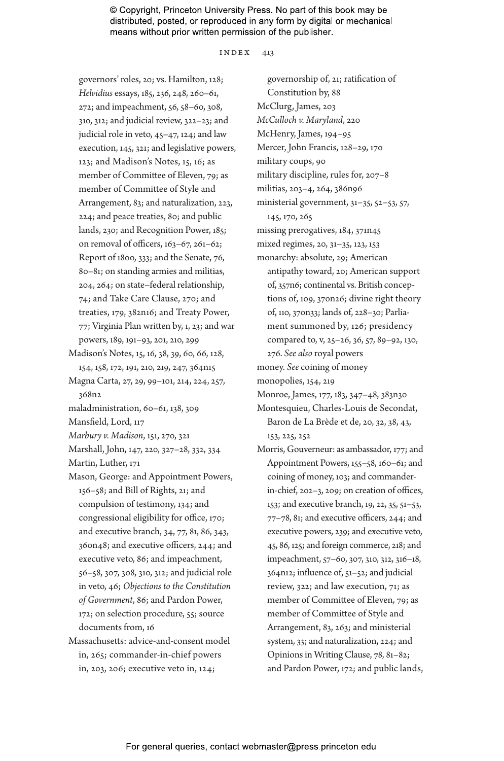governors' roles, 20; vs. Hamilton, 128; *Helvidius* essays, 185, 236, 248, 260–61, 272; and impeachment, 56, 58–60, 308, 310, 312; and judicial review, 322–23; and judicial role in veto, 45–47, 124; and law execution, 145, 321; and legislative powers, 123; and Madison's Notes, 15, 16; as member of Committee of Eleven, 79; as member of Committee of Style and Arrangement, 83; and naturalization, 223, 224; and peace treaties, 80; and public lands, 230; and Recognition Power, 185; on removal of officers, 163–67, 261–62; Report of 1800, 333; and the Senate, 76, 80–81; on standing armies and militias, 204, 264; on state–federal relationship, 74; and Take Care Clause, 270; and treaties, 179, 382n16; and Treaty Power, 77; Virginia Plan written by, 1, 23; and war powers, 189, 191–93, 201, 210, 299

Madison's Notes, 15, 16, 38, 39, 60, 66, 128, 154, 158, 172, 191, 210, 219, 247, 364n15

Magna Carta, 27, 29, 99–101, 214, 224, 257, 368n2

maladministration, 60–61, 138, 309

Mansfield, Lord, 117

*Marbury v. Madison*, 151, 270, 321

Marshall, John, 147, 220, 327–28, 332, 334

Martin, Luther, 171

Mason, George: and Appointment Powers, 156–58; and Bill of Rights, 21; and compulsion of testimony, 134; and congressional eligibility for office, 170; and executive branch, 34, 77, 81, 86, 343, 360n48; and executive officers, 244; and executive veto, 86; and impeachment, 56–58, 307, 308, 310, 312; and judicial role in veto, 46; *Objections to the Constitution of Government*, 86; and Pardon Power, 172; on selection procedure, 55; source documents from, 16

Massachusetts: advice-and-consent model in, 265; commander-in-chief powers in, 203, 206; executive veto in, 124; governorship of, 21; ratification of Constitution by, 88

McClurg, James, 203

*McCulloch v. Maryland*, 220

McHenry, James, 194–95

Mercer, John Francis, 128–29, 170

military coups, 90

military discipline, rules for, 207–8

militias, 203–4, 264, 386n96

ministerial government, 31–35, 52–53, 57, 145, 170, 265

missing prerogatives, 184, 371n45

mixed regimes, 20, 31–35, 123, 153

monarchy: absolute, 29; American antipathy toward, 20; American support of, 357n6; continental vs. British conceptions of, 109, 370n26; divine right theory of, 110, 370n33; lands of, 228–30; Parliament summoned by, 126; presidency compared to, v, 25–26, 36, 57, 89–92, 130, 276. *See also* royal powers

money. *See* coining of money

monopolies, 154, 219

Monroe, James, 177, 183, 347–48, 383n30

Montesquieu, Charles-Louis de Secondat, Baron de La Brède et de, 20, 32, 38, 43, 153, 225, 252

Morris, Gouverneur: as ambassador, 177; and Appointment Powers, 155–58, 160–61; and coining of money, 103; and commander-in-chief, 202–3, 209; on creation of offices, 153; and executive branch, 19, 22, 35, 51–53, 77–78, 81; and executive officers, 244; and executive powers, 239; and executive veto, 45, 86, 125; and foreign commerce, 218; and impeachment, 57–60, 307, 310, 312, 316–18, 364n12; influence of, 51–52; and judicial review, 322; and law execution, 71; as member of Committee of Eleven, 79; as member of Committee of Style and Arrangement, 83, 263; and ministerial system, 33; and naturalization, 224; and Opinions in Writing Clause, 78, 81–82; and Pardon Power, 172; and public lands,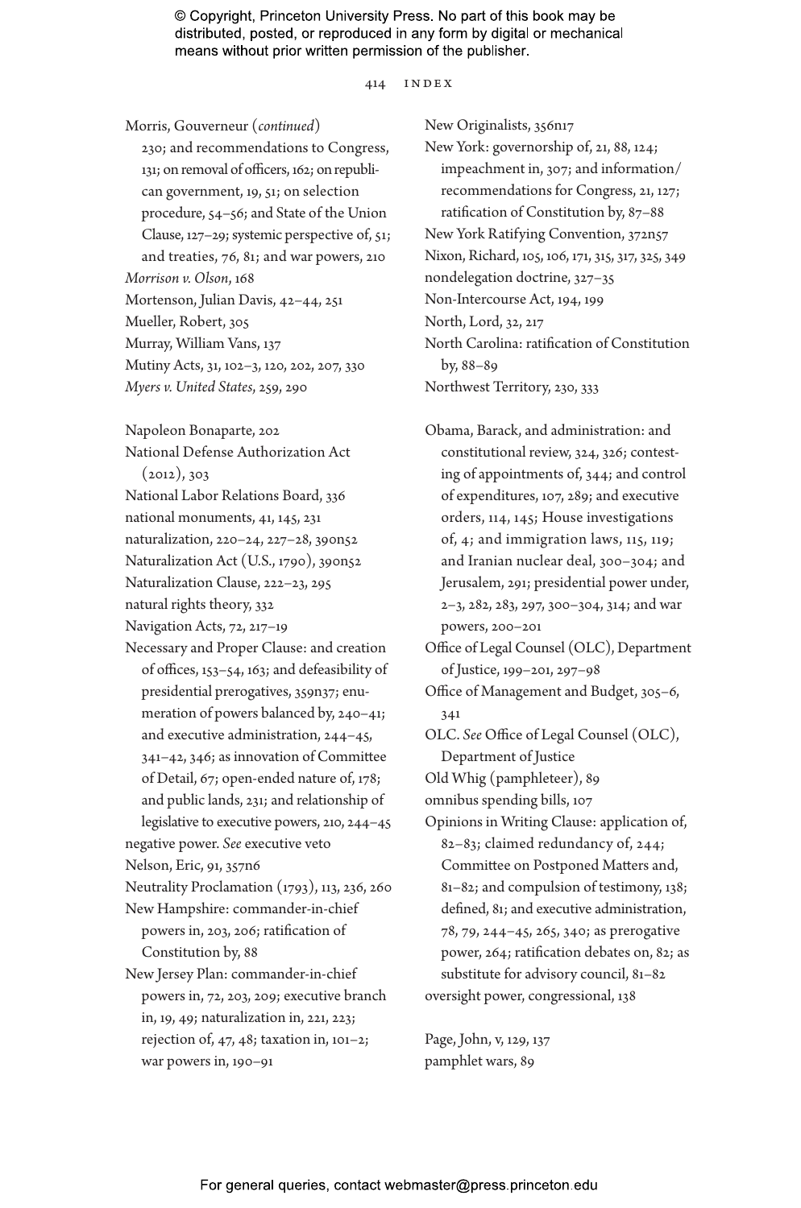Morris, Gouverneur (*continued*) 230; and recommendations to Congress, 131; on removal of officers, 162; on republican government, 19, 51; on selection procedure, 54–56; and State of the Union Clause, 127–29; systemic perspective of, 51; and treaties, 76, 81; and war powers, 210

*Morrison v. Olson*, 168

Mortenson, Julian Davis, 42–44, 251

Mueller, Robert, 305

Murray, William Vans, 137

Mutiny Acts, 31, 102–3, 120, 202, 207, 330

*Myers v. United States*, 259, 290

Napoleon Bonaparte, 202

National Defense Authorization Act (2012), 303

National Labor Relations Board, 336

national monuments, 41, 145, 231

naturalization, 220–24, 227–28, 390n52

Naturalization Act (U.S., 1790), 390n52

Naturalization Clause, 222–23, 295

natural rights theory, 332

Navigation Acts, 72, 217–19

Necessary and Proper Clause: and creation of offices, 153–54, 163; and defeasibility of presidential prerogatives, 359n37; enumeration of powers balanced by, 240–41; and executive administration, 244–45, 341–42, 346; as innovation of Committee of Detail, 67; open-ended nature of, 178; and public lands, 231; and relationship of legislative to executive powers, 210, 244–45

negative power. *See* executive veto

Nelson, Eric, 91, 357n6

Neutrality Proclamation (1793), 113, 236, 260

New Hampshire: commander-in-chief powers in, 203, 206; ratification of Constitution by, 88

New Jersey Plan: commander-in-chief powers in, 72, 203, 209; executive branch in, 19, 49; naturalization in, 221, 223; rejection of, 47, 48; taxation in, 101–2; war powers in, 190–91

New Originalists, 356n17

New York: governorship of, 21, 88, 124; impeachment in, 307; and information/recommendations for Congress, 21, 127; ratification of Constitution by, 87–88

New York Ratifying Convention, 372n57

Nixon, Richard, 105, 106, 171, 315, 317, 325, 349

nondelegation doctrine, 327–35

Non-Intercourse Act, 194, 199

North, Lord, 32, 217

North Carolina: ratification of Constitution by, 88–89

Northwest Territory, 230, 333

Obama, Barack, and administration: and constitutional review, 324, 326; contesting of appointments of, 344; and control of expenditures, 107, 289; and executive orders, 114, 145; House investigations of, 4; and immigration laws, 115, 119; and Iranian nuclear deal, 300–304; and Jerusalem, 291; presidential power under, 2–3, 282, 283, 297, 300–304, 314; and war powers, 200–201

Office of Legal Counsel (OLC), Department of Justice, 199–201, 297–98

Office of Management and Budget, 305–6, 341

OLC. *See* Office of Legal Counsel (OLC), Department of Justice

Old Whig (pamphleteer), 89

omnibus spending bills, 107

Opinions in Writing Clause: application of, 82–83; claimed redundancy of, 244; Committee on Postponed Matters and, 81–82; and compulsion of testimony, 138; defined, 81; and executive administration, 78, 79, 244–45, 265, 340; as prerogative power, 264; ratification debates on, 82; as substitute for advisory council, 81–82

oversight power, congressional, 138

Page, John, v, 129, 137

pamphlet wars, 89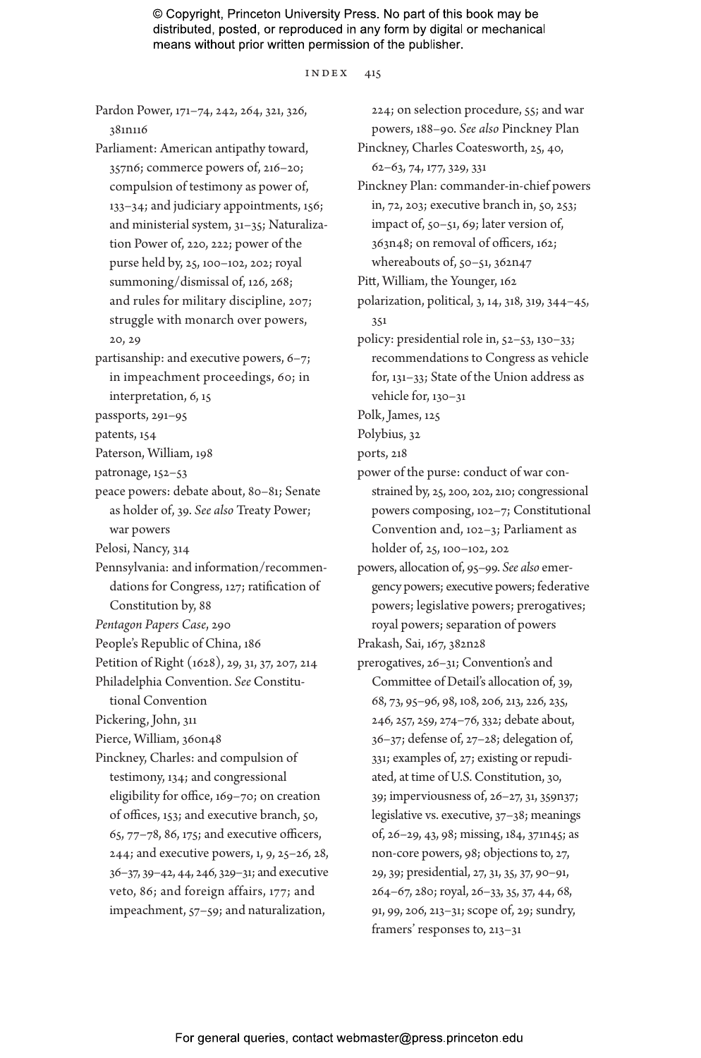© Copyright, Princeton University Press. No part of this book may be distributed, posted, or reproduced in any form by digital or mechanical means without prior written permission of the publisher.

Pardon Power, 171–74, 242, 264, 321, 326, 381n116

Parliament: American antipathy toward, 357n6; commerce powers of, 216–20; compulsion of testimony as power of, 133–34; and judiciary appointments, 156; and ministerial system, 31–35; Naturalization Power of, 220, 222; power of the purse held by, 25, 100–102, 202; royal summoning/dismissal of, 126, 268; and rules for military discipline, 207; struggle with monarch over powers, 20, 29

partisanship: and executive powers, 6–7; in impeachment proceedings, 60; in interpretation, 6, 15

passports, 291–95

patents, 154

Paterson, William, 198

patronage, 152–53

peace powers: debate about, 80–81; Senate as holder of, 39. *See also* Treaty Power; war powers

Pelosi, Nancy, 314

Pennsylvania: and information/recommendations for Congress, 127; ratification of Constitution by, 88

*Pentagon Papers Case*, 290

People's Republic of China, 186

Petition of Right (1628), 29, 31, 37, 207, 214

Philadelphia Convention. *See* Constitutional Convention

Pickering, John, 311

Pierce, William, 360n48

Pinckney, Charles: and compulsion of testimony, 134; and congressional eligibility for office, 169–70; on creation of offices, 153; and executive branch, 50, 65, 77–78, 86, 175; and executive officers, 244; and executive powers, 1, 9, 25–26, 28, 36–37, 39–42, 44, 246, 329–31; and executive veto, 86; and foreign affairs, 177; and impeachment, 57–59; and naturalization, 224; on selection procedure, 55; and war powers, 188–90. *See also* Pinckney Plan

Pinckney, Charles Coatesworth, 25, 40, 62–63, 74, 177, 329, 331

Pinckney Plan: commander-in-chief powers in, 72, 203; executive branch in, 50, 253; impact of, 50–51, 69; later version of, 363n48; on removal of officers, 162; whereabouts of, 50–51, 362n47

Pitt, William, the Younger, 162

polarization, political, 3, 14, 318, 319, 344–45, 351

policy: presidential role in, 52–53, 130–33; recommendations to Congress as vehicle for, 131–33; State of the Union address as vehicle for, 130–31

Polk, James, 125

Polybius, 32

ports, 218

power of the purse: conduct of war constrained by, 25, 200, 202, 210; congressional powers composing, 102–7; Constitutional Convention and, 102–3; Parliament as holder of, 25, 100–102, 202

powers, allocation of, 95–99. *See also* emergency powers; executive powers; federative powers; legislative powers; prerogatives; royal powers; separation of powers

Prakash, Sai, 167, 382n28

prerogatives, 26–31; Convention's and Committee of Detail's allocation of, 39, 68, 73, 95–96, 98, 108, 206, 213, 226, 235, 246, 257, 259, 274–76, 332; debate about, 36–37; defense of, 27–28; delegation of, 331; examples of, 27; existing or repudiated, at time of U.S. Constitution, 30, 39; imperviousness of, 26–27, 31, 359n37; legislative vs. executive, 37–38; meanings of, 26–29, 43, 98; missing, 184, 371n45; as non-core powers, 98; objections to, 27, 29, 39; presidential, 27, 31, 35, 37, 90–91, 264–67, 280; royal, 26–33, 35, 37, 44, 68, 91, 99, 206, 213–31; scope of, 29; sundry, framers' responses to, 213–31

For general queries, contact webmaster@press.princeton.edu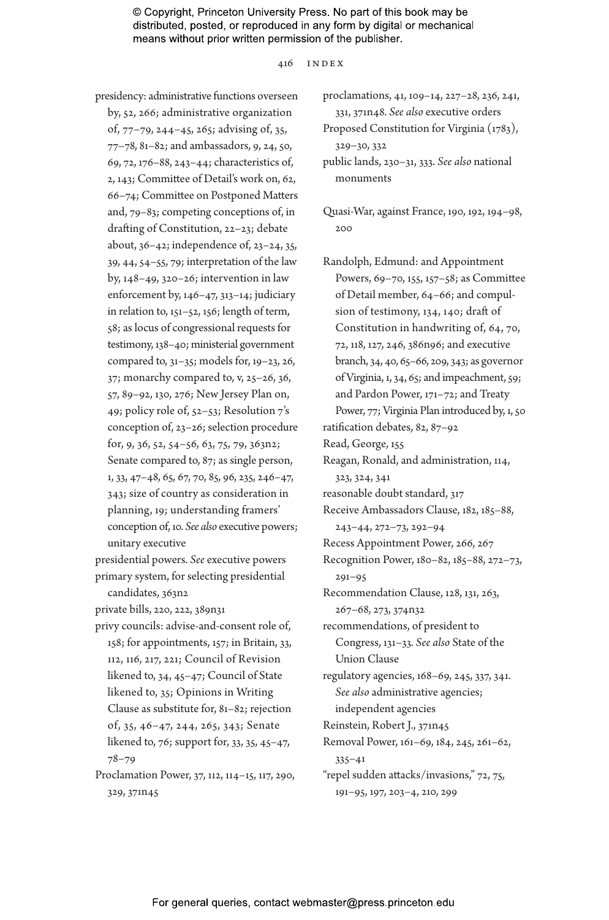presidency: administrative functions overseen by, 52, 266; administrative organization of, 77–79, 244–45, 265; advising of, 35, 77–78, 81–82; and ambassadors, 9, 24, 50, 69, 72, 176–88, 243–44; characteristics of, 2, 143; Committee of Detail's work on, 62, 66–74; Committee on Postponed Matters and, 79–83; competing conceptions of, in drafting of Constitution, 22–23; debate about, 36–42; independence of, 23–24, 35, 39, 44, 54–55, 79; interpretation of the law by, 148–49, 320–26; intervention in law enforcement by, 146–47, 313–14; judiciary in relation to, 151–52, 156; length of term, 58; as locus of congressional requests for testimony, 138–40; ministerial government compared to, 31–35; models for, 19–23, 26, 37; monarchy compared to, v, 25–26, 36, 57, 89–92, 130, 276; New Jersey Plan on, 49; policy role of, 52–53; Resolution 7's conception of, 23–26; selection procedure for, 9, 36, 52, 54–56, 63, 75, 79, 363n2; Senate compared to, 87; as single person, 1, 33, 47–48, 65, 67, 70, 85, 96, 235, 246–47, 343; size of country as consideration in planning, 19; understanding framers' conception of, 10. *See also* executive powers; unitary executive

presidential powers. *See* executive powers

primary system, for selecting presidential candidates, 363n2

private bills, 220, 222, 389n31

privy councils: advise-and-consent role of, 158; for appointments, 157; in Britain, 33, 112, 116, 217, 221; Council of Revision likened to, 34, 45–47; Council of State likened to, 35; Opinions in Writing Clause as substitute for, 81–82; rejection of, 35, 46–47, 244, 265, 343; Senate likened to, 76; support for, 33, 35, 45–47, 78–79

Proclamation Power, 37, 112, 114–15, 117, 290, 329, 371n45

proclamations, 41, 109–14, 227–28, 236, 241, 331, 371n48. *See also* executive orders

Proposed Constitution for Virginia (1783), 329–30, 332

public lands, 230–31, 333. *See also* national monuments

Quasi-War, against France, 190, 192, 194–98, 200

Randolph, Edmund: and Appointment Powers, 69–70, 155, 157–58; as Committee of Detail member, 64–66; and compulsion of testimony, 134, 140; draft of Constitution in handwriting of, 64, 70, 72, 118, 127, 246, 386n96; and executive branch, 34, 40, 65–66, 209, 343; as governor of Virginia, 1, 34, 65; and impeachment, 59; and Pardon Power, 171–72; and Treaty Power, 77; Virginia Plan introduced by, 1, 50

ratification debates, 82, 87–92

Read, George, 155

Reagan, Ronald, and administration, 114, 323, 324, 341

reasonable doubt standard, 317

Receive Ambassadors Clause, 182, 185–88, 243–44, 272–73, 292–94

Recess Appointment Power, 266, 267

Recognition Power, 180–82, 185–88, 272–73, 291–95

Recommendation Clause, 128, 131, 263, 267–68, 273, 374n32

recommendations, of president to Congress, 131–33. *See also* State of the Union Clause

regulatory agencies, 168–69, 245, 337, 341. *See also* administrative agencies; independent agencies

Reinstein, Robert J., 371n45

Removal Power, 161–69, 184, 245, 261–62, 335–41

"repel sudden attacks/invasions," 72, 75, 191–95, 197, 203–4, 210, 299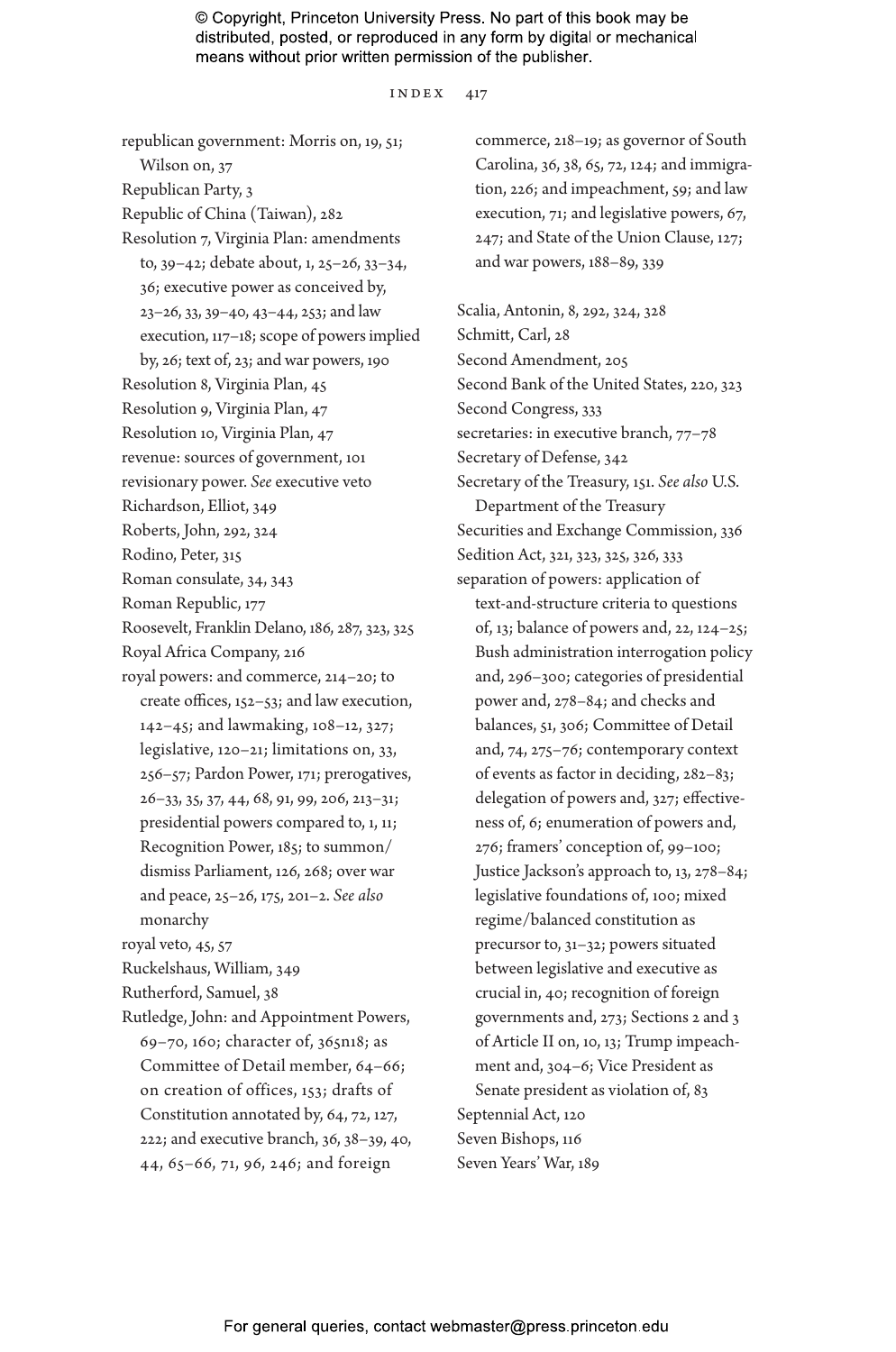republican government: Morris on, 19, 51; Wilson on, 37

Republican Party, 3

Republic of China (Taiwan), 282

Resolution 7, Virginia Plan: amendments to, 39–42; debate about, 1, 25–26, 33–34, 36; executive power as conceived by, 23–26, 33, 39–40, 43–44, 253; and law execution, 117–18; scope of powers implied by, 26; text of, 23; and war powers, 190

Resolution 8, Virginia Plan, 45

Resolution 9, Virginia Plan, 47

Resolution 10, Virginia Plan, 47

revenue: sources of government, 101

revisionary power. *See* executive veto

Richardson, Elliot, 349

Roberts, John, 292, 324

Rodino, Peter, 315

Roman consulate, 34, 343

Roman Republic, 177

Roosevelt, Franklin Delano, 186, 287, 323, 325

Royal Africa Company, 216

royal powers: and commerce, 214–20; to create offices, 152–53; and law execution, 142–45; and lawmaking, 108–12, 327; legislative, 120–21; limitations on, 33, 256–57; Pardon Power, 171; prerogatives, 26–33, 35, 37, 44, 68, 91, 99, 206, 213–31; presidential powers compared to, 1, 11; Recognition Power, 185; to summon/dismiss Parliament, 126, 268; over war and peace, 25–26, 175, 201–2. *See also* monarchy

royal veto, 45, 57

Ruckelshaus, William, 349

Rutherford, Samuel, 38

Rutledge, John: and Appointment Powers, 69–70, 160; character of, 365n18; as Committee of Detail member, 64–66; on creation of offices, 153; drafts of Constitution annotated by, 64, 72, 127, 222; and executive branch, 36, 38–39, 40, 44, 65–66, 71, 96, 246; and foreign commerce, 218–19; as governor of South Carolina, 36, 38, 65, 72, 124; and immigration, 226; and impeachment, 59; and law execution, 71; and legislative powers, 67, 247; and State of the Union Clause, 127; and war powers, 188–89, 339

Scalia, Antonin, 8, 292, 324, 328

Schmitt, Carl, 28

Second Amendment, 205

Second Bank of the United States, 220, 323

Second Congress, 333

secretaries: in executive branch, 77–78

Secretary of Defense, 342

Secretary of the Treasury, 151. *See also* U.S. Department of the Treasury

Securities and Exchange Commission, 336

Sedition Act, 321, 323, 325, 326, 333

separation of powers: application of text-and-structure criteria to questions of, 13; balance of powers and, 22, 124–25; Bush administration interrogation policy and, 296–300; categories of presidential power and, 278–84; and checks and balances, 51, 306; Committee of Detail and, 74, 275–76; contemporary context of events as factor in deciding, 282–83; delegation of powers and, 327; effectiveness of, 6; enumeration of powers and, 276; framers' conception of, 99–100; Justice Jackson's approach to, 13, 278–84; legislative foundations of, 100; mixed regime/balanced constitution as precursor to, 31–32; powers situated between legislative and executive as crucial in, 40; recognition of foreign governments and, 273; Sections 2 and 3 of Article II on, 10, 13; Trump impeachment and, 304–6; Vice President as Senate president as violation of, 83

Septennial Act, 120

Seven Bishops, 116

Seven Years' War, 189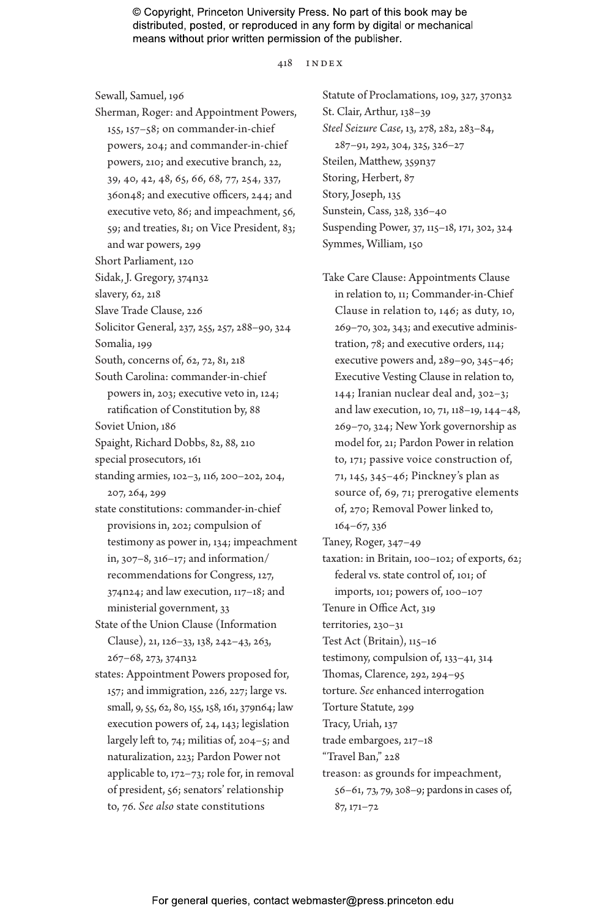Sewall, Samuel, 196

Sherman, Roger: and Appointment Powers, 155, 157–58; on commander-in-chief powers, 204; and commander-in-chief powers, 210; and executive branch, 22, 39, 40, 42, 48, 65, 66, 68, 77, 254, 337, 360n48; and executive officers, 244; and executive veto, 86; and impeachment, 56, 59; and treaties, 81; on Vice President, 83; and war powers, 299

Short Parliament, 120

Sidak, J. Gregory, 374n32

slavery, 62, 218

Slave Trade Clause, 226

Solicitor General, 237, 255, 257, 288–90, 324

Somalia, 199

South, concerns of, 62, 72, 81, 218

South Carolina: commander-in-chief powers in, 203; executive veto in, 124; ratification of Constitution by, 88

Soviet Union, 186

Spaight, Richard Dobbs, 82, 88, 210

special prosecutors, 161

standing armies, 102–3, 116, 200–202, 204, 207, 264, 299

state constitutions: commander-in-chief provisions in, 202; compulsion of testimony as power in, 134; impeachment in, 307–8, 316–17; and information/recommendations for Congress, 127, 374n24; and law execution, 117–18; and ministerial government, 33

State of the Union Clause (Information Clause), 21, 126–33, 138, 242–43, 263, 267–68, 273, 374n32

states: Appointment Powers proposed for, 157; and immigration, 226, 227; large vs. small, 9, 55, 62, 80, 155, 158, 161, 379n64; law execution powers of, 24, 143; legislation largely left to, 74; militias of, 204–5; and naturalization, 223; Pardon Power not applicable to, 172–73; role for, in removal of president, 56; senators' relationship to, 76. *See also* state constitutions

Statute of Proclamations, 109, 327, 370n32

St. Clair, Arthur, 138–39

*Steel Seizure Case*, 13, 278, 282, 283–84, 287–91, 292, 304, 325, 326–27

Steilen, Matthew, 359n37

Storing, Herbert, 87

Story, Joseph, 135

Sunstein, Cass, 328, 336–40

Suspending Power, 37, 115–18, 171, 302, 324

Symmes, William, 150

Take Care Clause: Appointments Clause in relation to, 11; Commander-in-Chief Clause in relation to, 146; as duty, 10, 269–70, 302, 343; and executive administration, 78; and executive orders, 114; executive powers and, 289–90, 345–46; Executive Vesting Clause in relation to, 144; Iranian nuclear deal and, 302–3; and law execution, 10, 71, 118–19, 144–48, 269–70, 324; New York governorship as model for, 21; Pardon Power in relation to, 171; passive voice construction of, 71, 145, 345–46; Pinckney's plan as source of, 69, 71; prerogative elements of, 270; Removal Power linked to, 164–67, 336

Taney, Roger, 347–49

taxation: in Britain, 100–102; of exports, 62; federal vs. state control of, 101; of imports, 101; powers of, 100–107

Tenure in Office Act, 319

territories, 230–31

Test Act (Britain), 115–16

testimony, compulsion of, 133–41, 314

Thomas, Clarence, 292, 294–95

torture. *See* enhanced interrogation

Torture Statute, 299

Tracy, Uriah, 137

trade embargoes, 217–18

"Travel Ban," 228

treason: as grounds for impeachment, 56–61, 73, 79, 308–9; pardons in cases of, 87, 171–72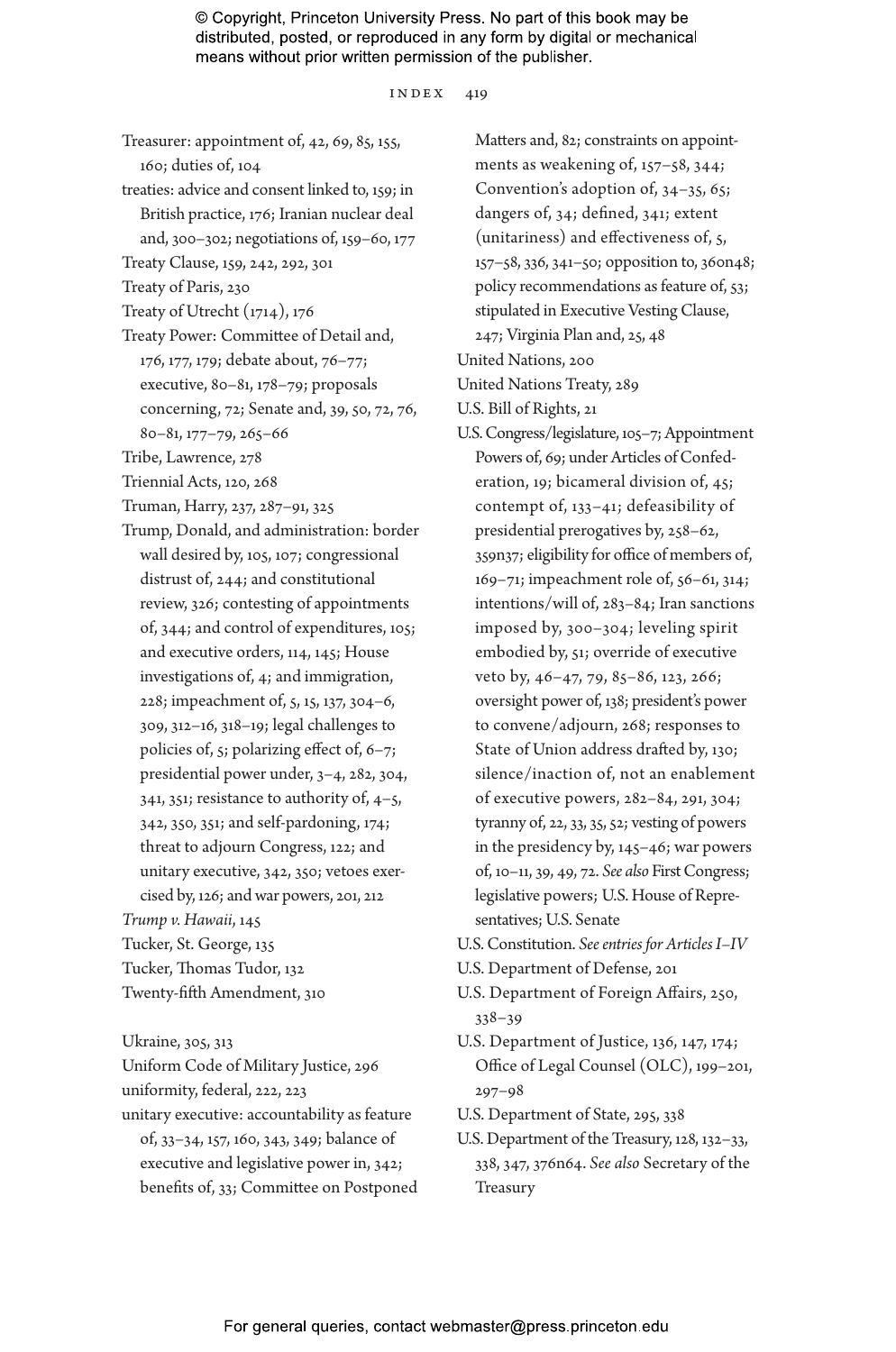Treasurer: appointment of, 42, 69, 85, 155, 160; duties of, 104

treaties: advice and consent linked to, 159; in British practice, 176; Iranian nuclear deal and, 300–302; negotiations of, 159–60, 177

Treaty Clause, 159, 242, 292, 301

Treaty of Paris, 230

Treaty of Utrecht (1714), 176

Treaty Power: Committee of Detail and, 176, 177, 179; debate about, 76–77; executive, 80–81, 178–79; proposals concerning, 72; Senate and, 39, 50, 72, 76, 80–81, 177–79, 265–66

Tribe, Lawrence, 278

Triennial Acts, 120, 268

Truman, Harry, 237, 287–91, 325

Trump, Donald, and administration: border wall desired by, 105, 107; congressional distrust of, 244; and constitutional review, 326; contesting of appointments of, 344; and control of expenditures, 105; and executive orders, 114, 145; House investigations of, 4; and immigration, 228; impeachment of, 5, 15, 137, 304–6, 309, 312–16, 318–19; legal challenges to policies of, 5; polarizing effect of, 6–7; presidential power under, 3–4, 282, 304, 341, 351; resistance to authority of, 4–5, 342, 350, 351; and self-pardoning, 174; threat to adjourn Congress, 122; and unitary executive, 342, 350; vetoes exercised by, 126; and war powers, 201, 212

*Trump v. Hawaii*, 145

Tucker, St. George, 135

Tucker, Thomas Tudor, 132

Twenty-fifth Amendment, 310

Ukraine, 305, 313

Uniform Code of Military Justice, 296

uniformity, federal, 222, 223

unitary executive: accountability as feature of, 33–34, 157, 160, 343, 349; balance of executive and legislative power in, 342; benefits of, 33; Committee on Postponed Matters and, 82; constraints on appointments as weakening of, 157–58, 344; Convention's adoption of, 34–35, 65; dangers of, 34; defined, 341; extent (unitariness) and effectiveness of, 5, 157–58, 336, 341–50; opposition to, 360n48; policy recommendations as feature of, 53; stipulated in Executive Vesting Clause, 247; Virginia Plan and, 25, 48

United Nations, 200

United Nations Treaty, 289

U.S. Bill of Rights, 21

U.S. Congress/legislature, 105–7; Appointment Powers of, 69; under Articles of Confederation, 19; bicameral division of, 45; contempt of, 133–41; defeasibility of presidential prerogatives by, 258–62, 359n37; eligibility for office of members of, 169–71; impeachment role of, 56–61, 314; intentions/will of, 283–84; Iran sanctions imposed by, 300–304; leveling spirit embodied by, 51; override of executive veto by, 46–47, 79, 85–86, 123, 266; oversight power of, 138; president's power to convene/adjourn, 268; responses to State of Union address drafted by, 130; silence/inaction of, not an enablement of executive powers, 282–84, 291, 304; tyranny of, 22, 33, 35, 52; vesting of powers in the presidency by, 145–46; war powers of, 10–11, 39, 49, 72. *See also* First Congress; legislative powers; U.S. House of Representatives; U.S. Senate

U.S. Constitution. *See entries for Articles I–IV*

U.S. Department of Defense, 201

U.S. Department of Foreign Affairs, 250, 338–39

U.S. Department of Justice, 136, 147, 174; Office of Legal Counsel (OLC), 199–201, 297–98

U.S. Department of State, 295, 338

U.S. Department of the Treasury, 128, 132–33, 338, 347, 376n64. *See also* Secretary of the Treasury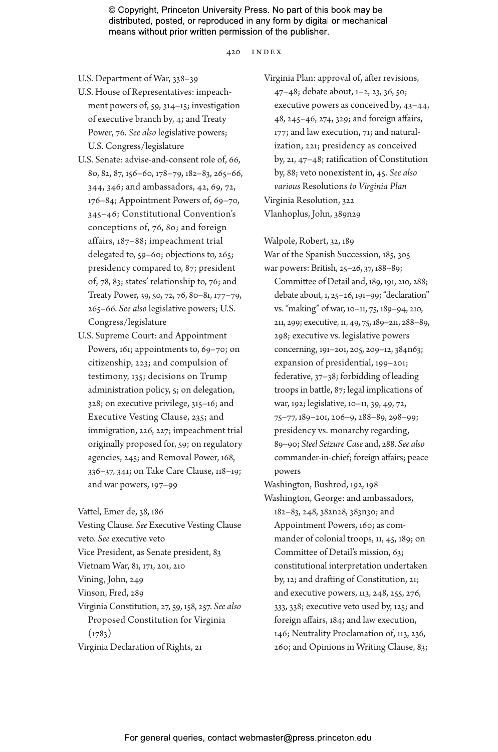U.S. Department of War, 338–39

U.S. House of Representatives: impeachment powers of, 59, 314–15; investigation of executive branch by, 4; and Treaty Power, 76. *See also* legislative powers; U.S. Congress/legislature

U.S. Senate: advise-and-consent role of, 66, 80, 82, 87, 156–60, 178–79, 182–83, 265–66, 344, 346; and ambassadors, 42, 69, 72, 176–84; Appointment Powers of, 69–70, 345–46; Constitutional Convention's conceptions of, 76, 80; and foreign affairs, 187–88; impeachment trial delegated to, 59–60; objections to, 265; presidency compared to, 87; president of, 78, 83; states' relationship to, 76; and Treaty Power, 39, 50, 72, 76, 80–81, 177–79, 265–66. *See also* legislative powers; U.S. Congress/legislature

U.S. Supreme Court: and Appointment Powers, 161; appointments to, 69–70; on citizenship, 223; and compulsion of testimony, 135; decisions on Trump administration policy, 5; on delegation, 328; on executive privilege, 315–16; and Executive Vesting Clause, 235; and immigration, 226, 227; impeachment trial originally proposed for, 59; on regulatory agencies, 245; and Removal Power, 168, 336–37, 341; on Take Care Clause, 118–19; and war powers, 197–99

Vattel, Emer de, 38, 186

Vesting Clause. *See* Executive Vesting Clause

veto. *See* executive veto

Vice President, as Senate president, 83

Vietnam War, 81, 171, 201, 210

Vining, John, 249

Vinson, Fred, 289

Virginia Constitution, 27, 59, 158, 257. *See also* Proposed Constitution for Virginia (1783)

Virginia Declaration of Rights, 21

Virginia Plan: approval of, after revisions, 47–48; debate about, 1–2, 23, 36, 50; executive powers as conceived by, 43–44, 48, 245–46, 274, 329; and foreign affairs, 177; and law execution, 71; and naturalization, 221; presidency as conceived by, 21, 47–48; ratification of Constitution by, 88; veto nonexistent in, 45. *See also various* Resolutions *to Virginia Plan*

Virginia Resolution, 322

Vlanhoplus, John, 389n29

Walpole, Robert, 32, 189

War of the Spanish Succession, 185, 305

war powers: British, 25–26, 37, 188–89; Committee of Detail and, 189, 191, 210, 288; debate about, 1, 25–26, 191–99; "declaration" vs. "making" of war, 10–11, 75, 189–94, 210, 211, 299; executive, 11, 49, 75, 189–211, 288–89, 298; executive vs. legislative powers concerning, 191–201, 205, 209–12, 384n63; expansion of presidential, 199–201; federative, 37–38; forbidding of leading troops in battle, 87; legal implications of war, 192; legislative, 10–11, 39, 49, 72, 75–77, 189–201, 206–9, 288–89, 298–99; presidency vs. monarchy regarding, 89–90; *Steel Seizure Case* and, 288. *See also* commander-in-chief; foreign affairs; peace powers

Washington, Bushrod, 192, 198

Washington, George: and ambassadors, 182–83, 248, 382n28, 383n30; and Appointment Powers, 160; as commander of colonial troops, 11, 45, 189; on Committee of Detail's mission, 63; constitutional interpretation undertaken by, 12; and drafting of Constitution, 21; and executive powers, 113, 248, 255, 276, 333, 338; executive veto used by, 125; and foreign affairs, 184; and law execution, 146; Neutrality Proclamation of, 113, 236, 260; and Opinions in Writing Clause, 83;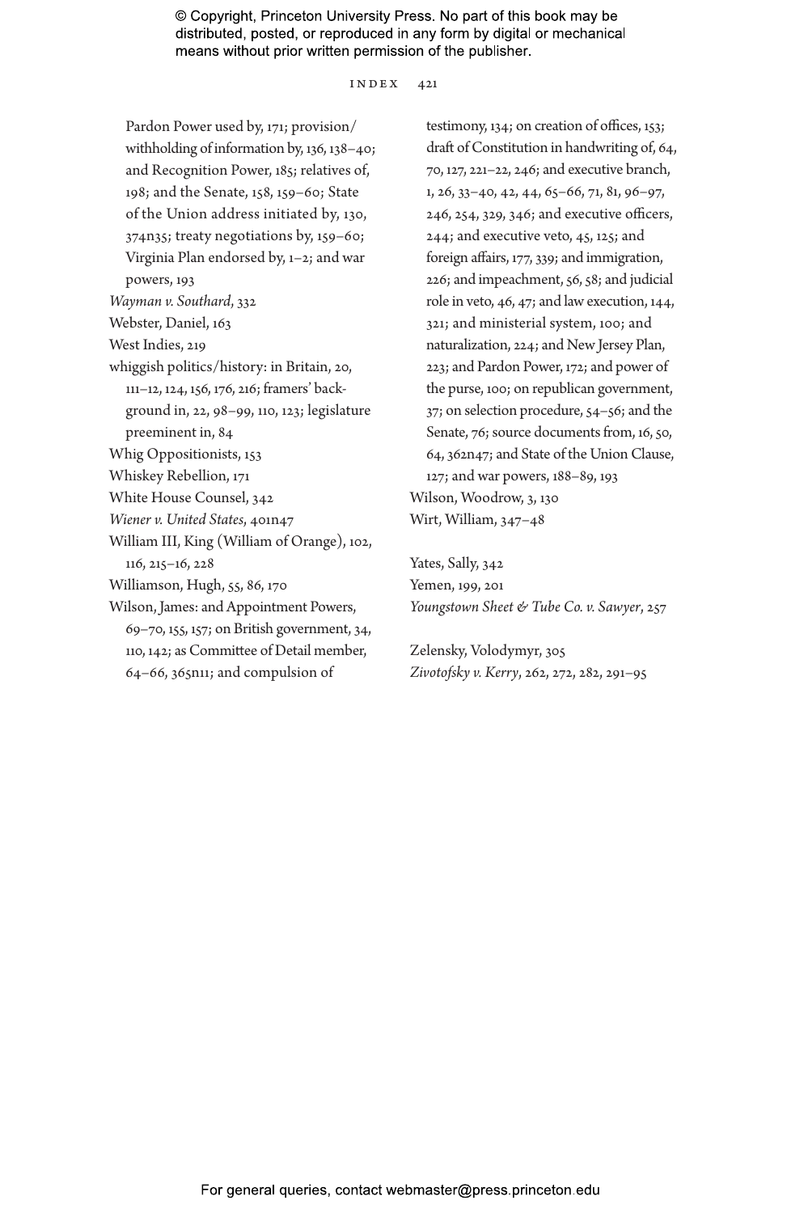Pardon Power used by, 171; provision/withholding of information by, 136, 138–40; and Recognition Power, 185; relatives of, 198; and the Senate, 158, 159–60; State of the Union address initiated by, 130, 374n35; treaty negotiations by, 159–60; Virginia Plan endorsed by, 1–2; and war powers, 193

*Wayman v. Southard*, 332

Webster, Daniel, 163

West Indies, 219

whiggish politics/history: in Britain, 20, 111–12, 124, 156, 176, 216; framers' background in, 22, 98–99, 110, 123; legislature preeminent in, 84

Whig Oppositionists, 153

Whiskey Rebellion, 171

White House Counsel, 342

*Wiener v. United States*, 401n47

William III, King (William of Orange), 102, 116, 215–16, 228

Williamson, Hugh, 55, 86, 170

Wilson, James: and Appointment Powers, 69–70, 155, 157; on British government, 34, 110, 142; as Committee of Detail member, 64–66, 365n11; and compulsion of testimony, 134; on creation of offices, 153; draft of Constitution in handwriting of, 64, 70, 127, 221–22, 246; and executive branch, 1, 26, 33–40, 42, 44, 65–66, 71, 81, 96–97, 246, 254, 329, 346; and executive officers, 244; and executive veto, 45, 125; and foreign affairs, 177, 339; and immigration, 226; and impeachment, 56, 58; and judicial role in veto, 46, 47; and law execution, 144, 321; and ministerial system, 100; and naturalization, 224; and New Jersey Plan, 223; and Pardon Power, 172; and power of the purse, 100; on republican government, 37; on selection procedure, 54–56; and the Senate, 76; source documents from, 16, 50, 64, 362n47; and State of the Union Clause, 127; and war powers, 188–89, 193

Wilson, Woodrow, 3, 130

Wirt, William, 347–48

Yates, Sally, 342

Yemen, 199, 201

*Youngstown Sheet & Tube Co. v. Sawyer*, 257

Zelensky, Volodymyr, 305

*Zivotofsky v. Kerry*, 262, 272, 282, 291–95